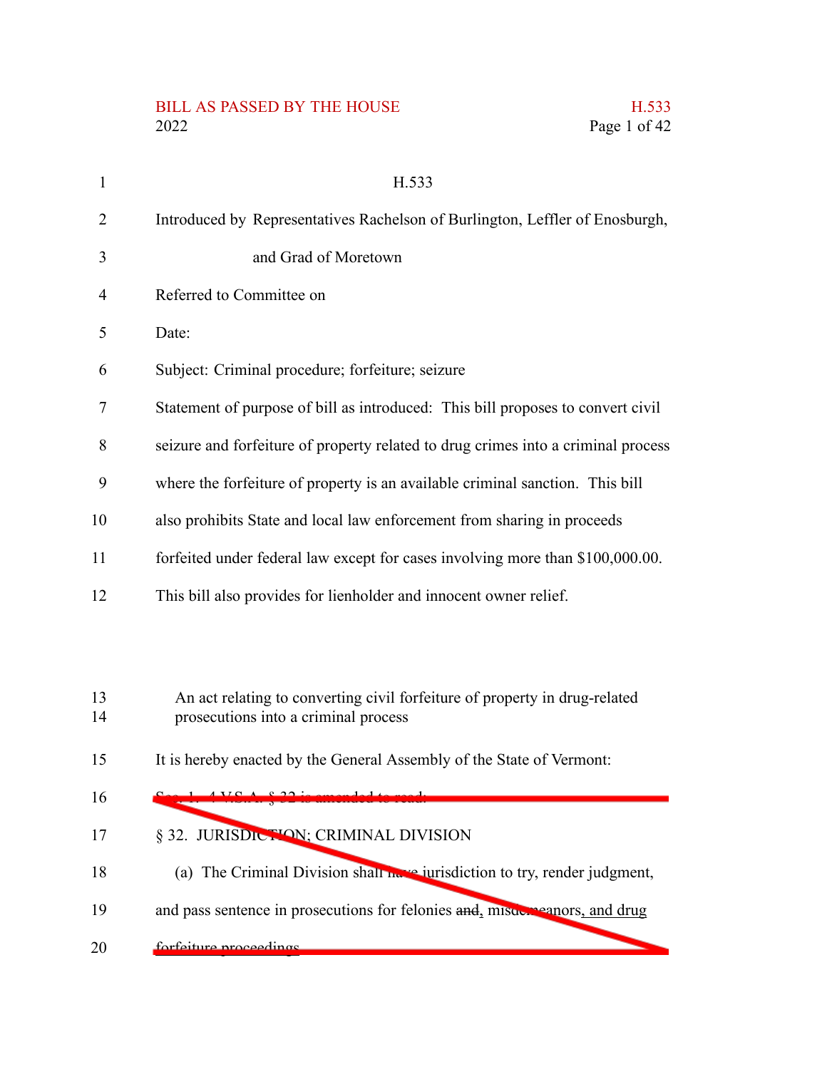H.533

Introduced by Representatives Rachelson of Burlington, Leffler of Enosburgh, and Grad of Moretown

Referred to Committee on

Date:

Subject: Criminal procedure; forfeiture; seizure

Statement of purpose of bill as introduced: This bill proposes to convert civil seizure and forfeiture of property related to drug crimes into a criminal process where the forfeiture of property is an available criminal sanction. This bill also prohibits State and local law enforcement from sharing in proceeds forfeited under federal law except for cases involving more than $100,000.00. This bill also provides for lienholder and innocent owner relief.

An act relating to converting civil forfeiture of property in drug-related prosecutions into a criminal process

It is hereby enacted by the General Assembly of the State of Vermont:

~~Sec. 1. 4 V.S.A. § 32 is amended to read:~~

~~§ 32. JURISDICTION; CRIMINAL DIVISION~~

~~(a) The Criminal Division shall have jurisdiction to try, render judgment, and pass sentence in prosecutions for felonies and, misdemeanors, and drug forfeiture proceedings.~~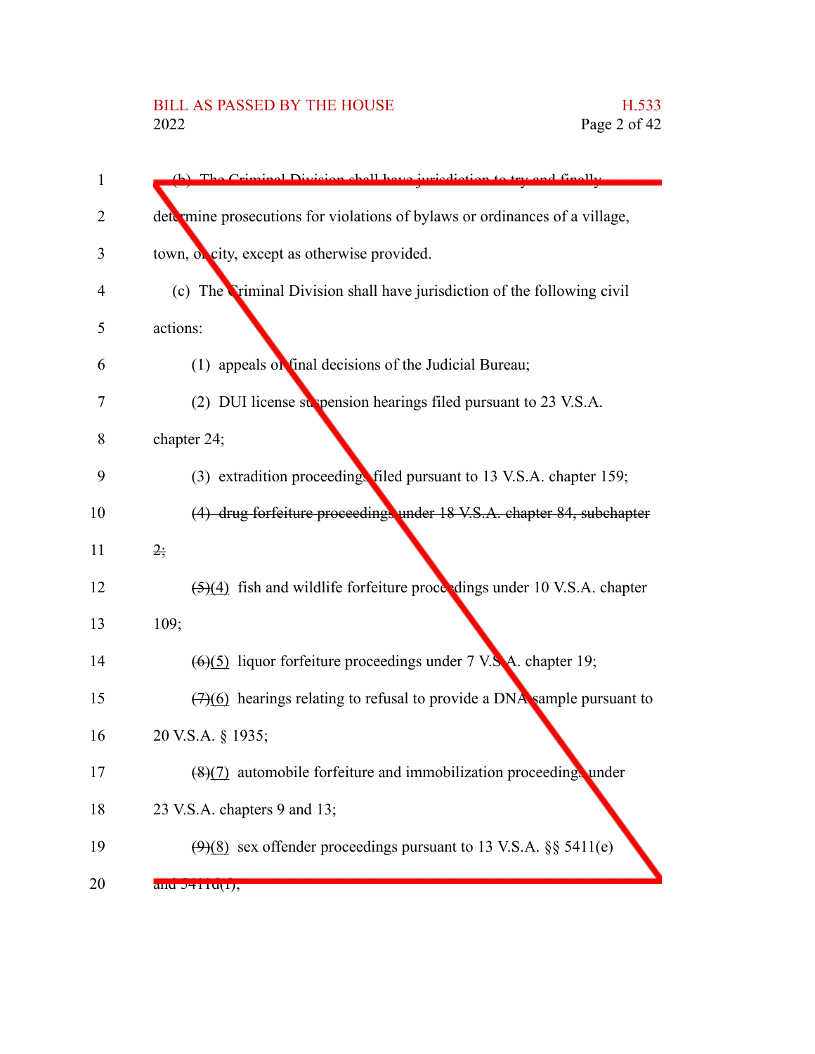(b) The Criminal Division shall have jurisdiction to try and finally determine prosecutions for violations of bylaws or ordinances of a village, town, or city, except as otherwise provided.

(c) The Criminal Division shall have jurisdiction of the following civil actions:

(1) appeals of final decisions of the Judicial Bureau;

(2) DUI license suspension hearings filed pursuant to 23 V.S.A. chapter 24;

(3) extradition proceedings filed pursuant to 13 V.S.A. chapter 159;

~~(4) drug forfeiture proceedings under 18 V.S.A. chapter 84, subchapter 2;~~

~~(5)~~(4) fish and wildlife forfeiture proceedings under 10 V.S.A. chapter 109;

~~(6)~~(5) liquor forfeiture proceedings under 7 V.S.A. chapter 19;

~~(7)~~(6) hearings relating to refusal to provide a DNA sample pursuant to 20 V.S.A. § 1935;

~~(8)~~(7) automobile forfeiture and immobilization proceedings under 23 V.S.A. chapters 9 and 13;

~~(9)~~(8) sex offender proceedings pursuant to 13 V.S.A. §§ 5411(e) and 5411d(f);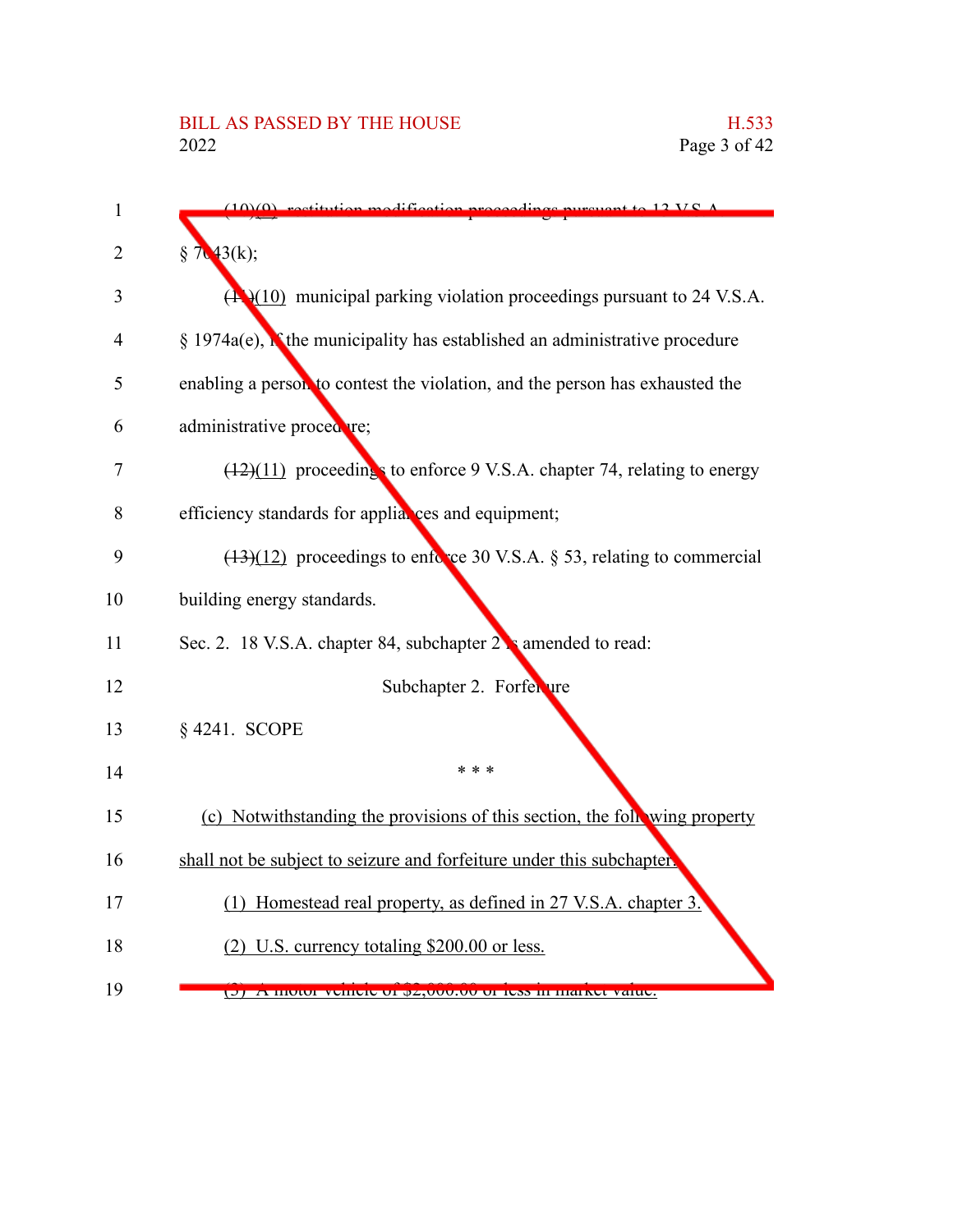(10)(9) restitution modification proceedings pursuant to 13 V.S.A. § 7043(k);

(11)(10) municipal parking violation proceedings pursuant to 24 V.S.A. § 1974a(e), if the municipality has established an administrative procedure enabling a person to contest the violation, and the person has exhausted the administrative procedure;

(12)(11) proceedings to enforce 9 V.S.A. chapter 74, relating to energy efficiency standards for appliances and equipment;

(13)(12) proceedings to enforce 30 V.S.A. § 53, relating to commercial building energy standards.

Sec. 2. 18 V.S.A. chapter 84, subchapter 2 is amended to read:

Subchapter 2. Forfeiture

§ 4241. SCOPE

\* \* \*

(c) Notwithstanding the provisions of this section, the following property shall not be subject to seizure and forfeiture under this subchapter:

(1) Homestead real property, as defined in 27 V.S.A. chapter 3.

(2) U.S. currency totaling $200.00 or less.

(3) A motor vehicle of $2,000.00 or less in market value.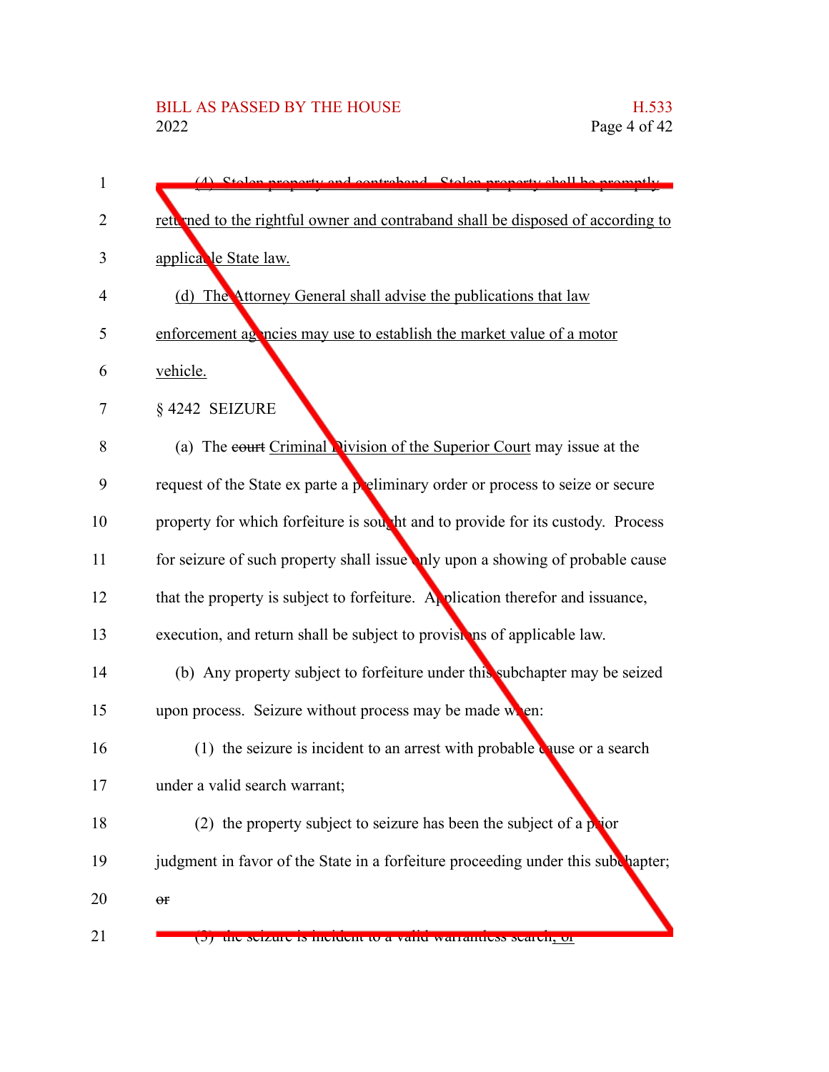(4) Stolen property and contraband. Stolen property shall be promptly returned to the rightful owner and contraband shall be disposed of according to applicable State law.

(d) The Attorney General shall advise the publications that law enforcement agencies may use to establish the market value of a motor vehicle.

§ 4242 SEIZURE

(a) The ~~court~~ Criminal Division of the Superior Court may issue at the request of the State ex parte a preliminary order or process to seize or secure property for which forfeiture is sought and to provide for its custody. Process for seizure of such property shall issue only upon a showing of probable cause that the property is subject to forfeiture. Application therefor and issuance, execution, and return shall be subject to provisions of applicable law.

(b) Any property subject to forfeiture under this subchapter may be seized upon process. Seizure without process may be made when:

(1) the seizure is incident to an arrest with probable cause or a search under a valid search warrant;

(2) the property subject to seizure has been the subject of a prior judgment in favor of the State in a forfeiture proceeding under this subchapter; ~~or~~

(3) the seizure is incident to a valid warrantless search; or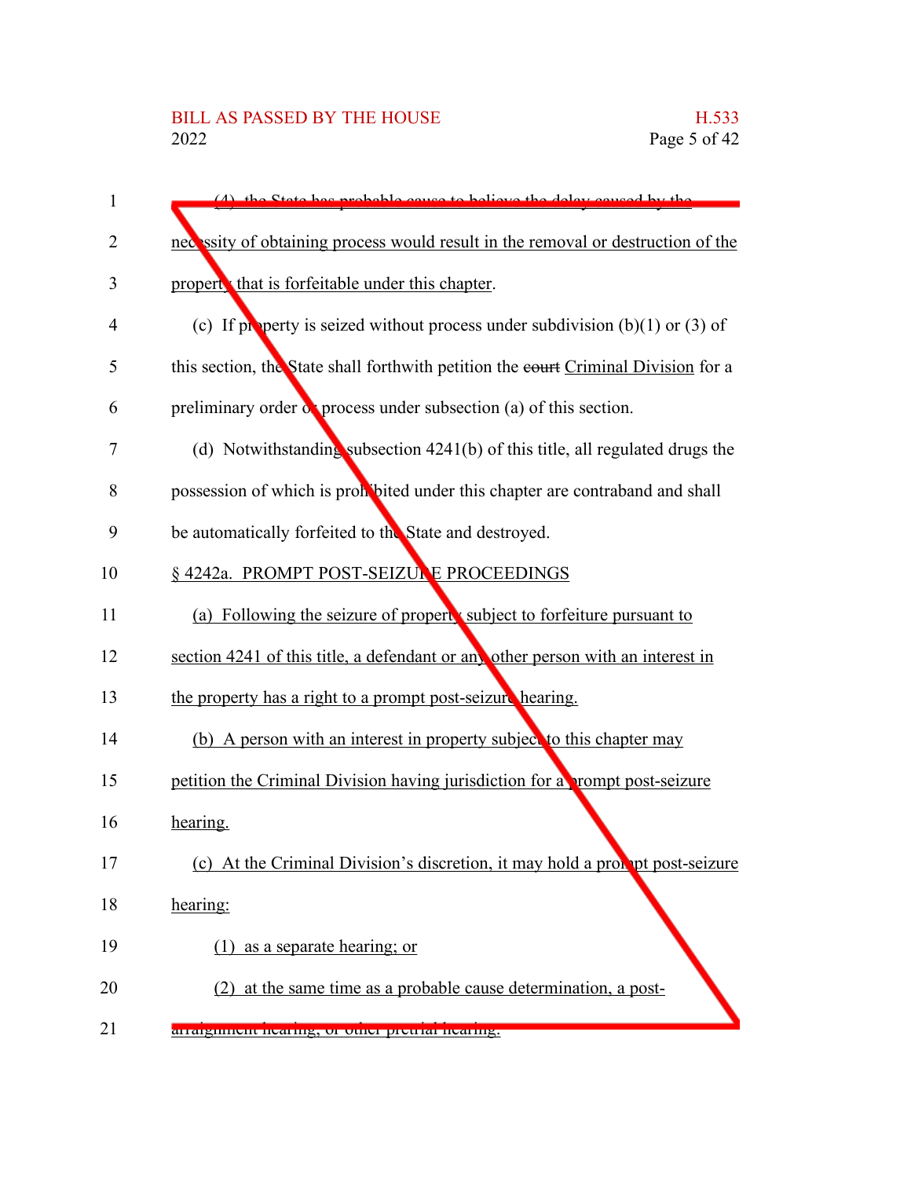(4) the State has probable cause to believe the delay caused by the necessity of obtaining process would result in the removal or destruction of the property that is forfeitable under this chapter.

(c) If property is seized without process under subdivision (b)(1) or (3) of this section, the State shall forthwith petition the ~~court~~ Criminal Division for a preliminary order or process under subsection (a) of this section.

(d) Notwithstanding subsection 4241(b) of this title, all regulated drugs the possession of which is prohibited under this chapter are contraband and shall be automatically forfeited to the State and destroyed.

§ 4242a. PROMPT POST-SEIZURE PROCEEDINGS

(a) Following the seizure of property subject to forfeiture pursuant to section 4241 of this title, a defendant or any other person with an interest in the property has a right to a prompt post-seizure hearing.

(b) A person with an interest in property subject to this chapter may petition the Criminal Division having jurisdiction for a prompt post-seizure hearing.

(c) At the Criminal Division's discretion, it may hold a prompt post-seizure hearing:

(1) as a separate hearing; or

(2) at the same time as a probable cause determination, a post-arraignment hearing, or other pretrial hearing.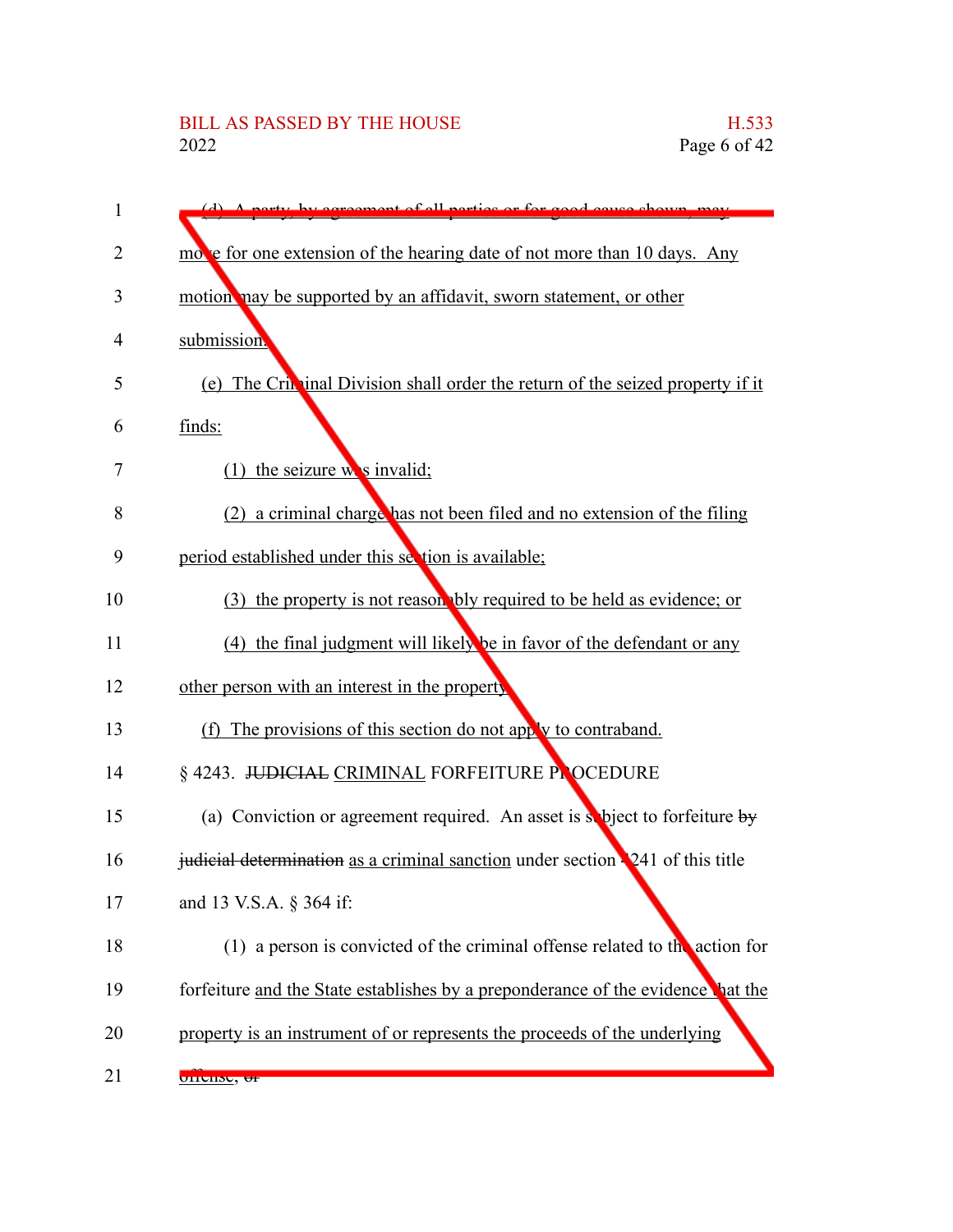(d) A party, by agreement of all parties or for good cause shown, may move for one extension of the hearing date of not more than 10 days. Any motion may be supported by an affidavit, sworn statement, or other submission.

(e) The Criminal Division shall order the return of the seized property if it finds:

(1) the seizure was invalid;

(2) a criminal charge has not been filed and no extension of the filing period established under this section is available;

(3) the property is not reasonably required to be held as evidence; or

(4) the final judgment will likely be in favor of the defendant or any other person with an interest in the property.

(f) The provisions of this section do not apply to contraband.

§ 4243. ~~JUDICIAL~~ CRIMINAL FORFEITURE PROCEDURE

(a) Conviction or agreement required. An asset is subject to forfeiture ~~by judicial determination~~ as a criminal sanction under section 4241 of this title and 13 V.S.A. § 364 if:

(1) a person is convicted of the criminal offense related to the action for forfeiture and the State establishes by a preponderance of the evidence that the property is an instrument of or represents the proceeds of the underlying offense; ~~or~~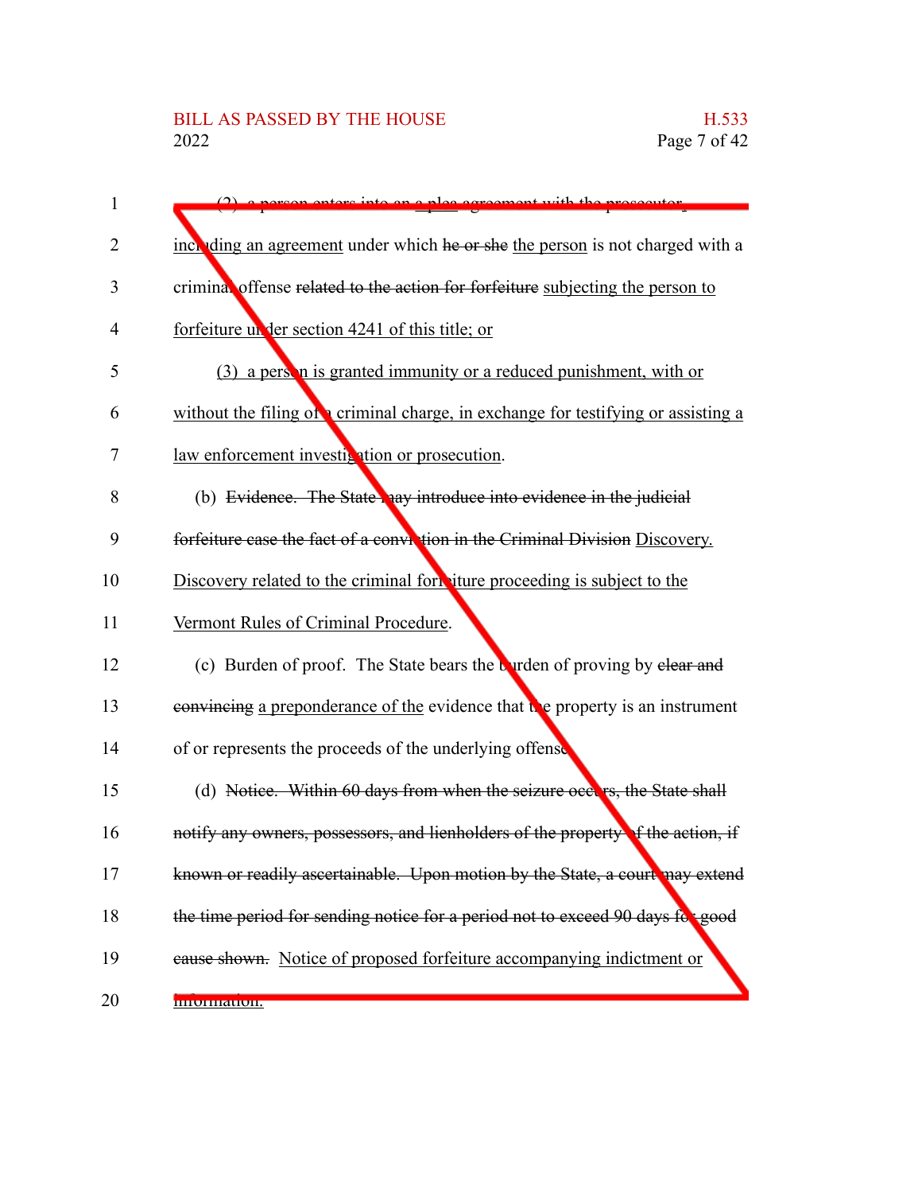(2) a person enters into an a plea agreement with the prosecutor, including an agreement under which he or she the person is not charged with a criminal offense related to the action for forfeiture subjecting the person to forfeiture under section 4241 of this title; or

(3) a person is granted immunity or a reduced punishment, with or without the filing of a criminal charge, in exchange for testifying or assisting a law enforcement investigation or prosecution.

(b) Evidence. The State may introduce into evidence in the judicial forfeiture case the fact of a conviction in the Criminal Division Discovery. Discovery related to the criminal forfeiture proceeding is subject to the Vermont Rules of Criminal Procedure.

(c) Burden of proof. The State bears the burden of proving by clear and convincing a preponderance of the evidence that the property is an instrument of or represents the proceeds of the underlying offense.

(d) Notice. Within 60 days from when the seizure occurs, the State shall notify any owners, possessors, and lienholders of the property of the action, if known or readily ascertainable. Upon motion by the State, a court may extend the time period for sending notice for a period not to exceed 90 days for good cause shown. Notice of proposed forfeiture accompanying indictment or information.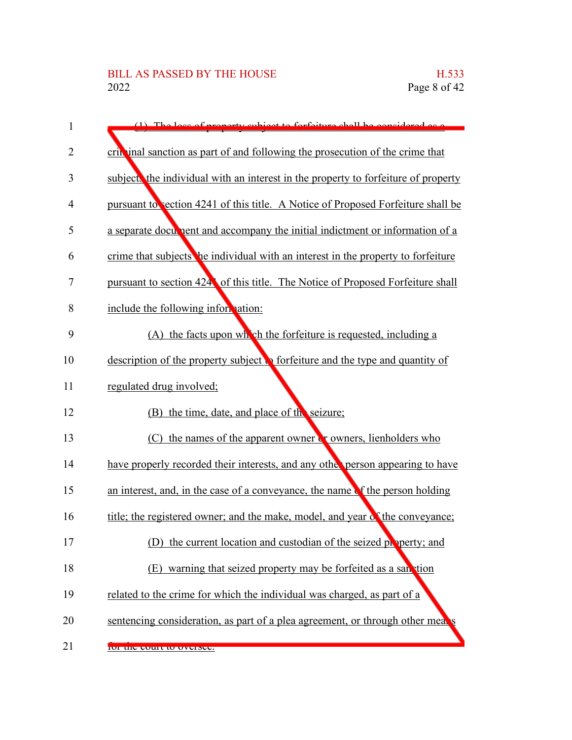(1) The loss of property subject to forfeiture shall be considered as a criminal sanction as part of and following the prosecution of the crime that subjects the individual with an interest in the property to forfeiture of property pursuant to section 4241 of this title. A Notice of Proposed Forfeiture shall be a separate document and accompany the initial indictment or information of a crime that subjects the individual with an interest in the property to forfeiture pursuant to section 4241 of this title. The Notice of Proposed Forfeiture shall include the following information:

(A) the facts upon which the forfeiture is requested, including a description of the property subject to forfeiture and the type and quantity of regulated drug involved;

(B) the time, date, and place of the seizure;

(C) the names of the apparent owner or owners, lienholders who have properly recorded their interests, and any other person appearing to have an interest, and, in the case of a conveyance, the name of the person holding title; the registered owner; and the make, model, and year of the conveyance;

(D) the current location and custodian of the seized property; and

(E) warning that seized property may be forfeited as a sanction related to the crime for which the individual was charged, as part of a sentencing consideration, as part of a plea agreement, or through other means for the court to oversee.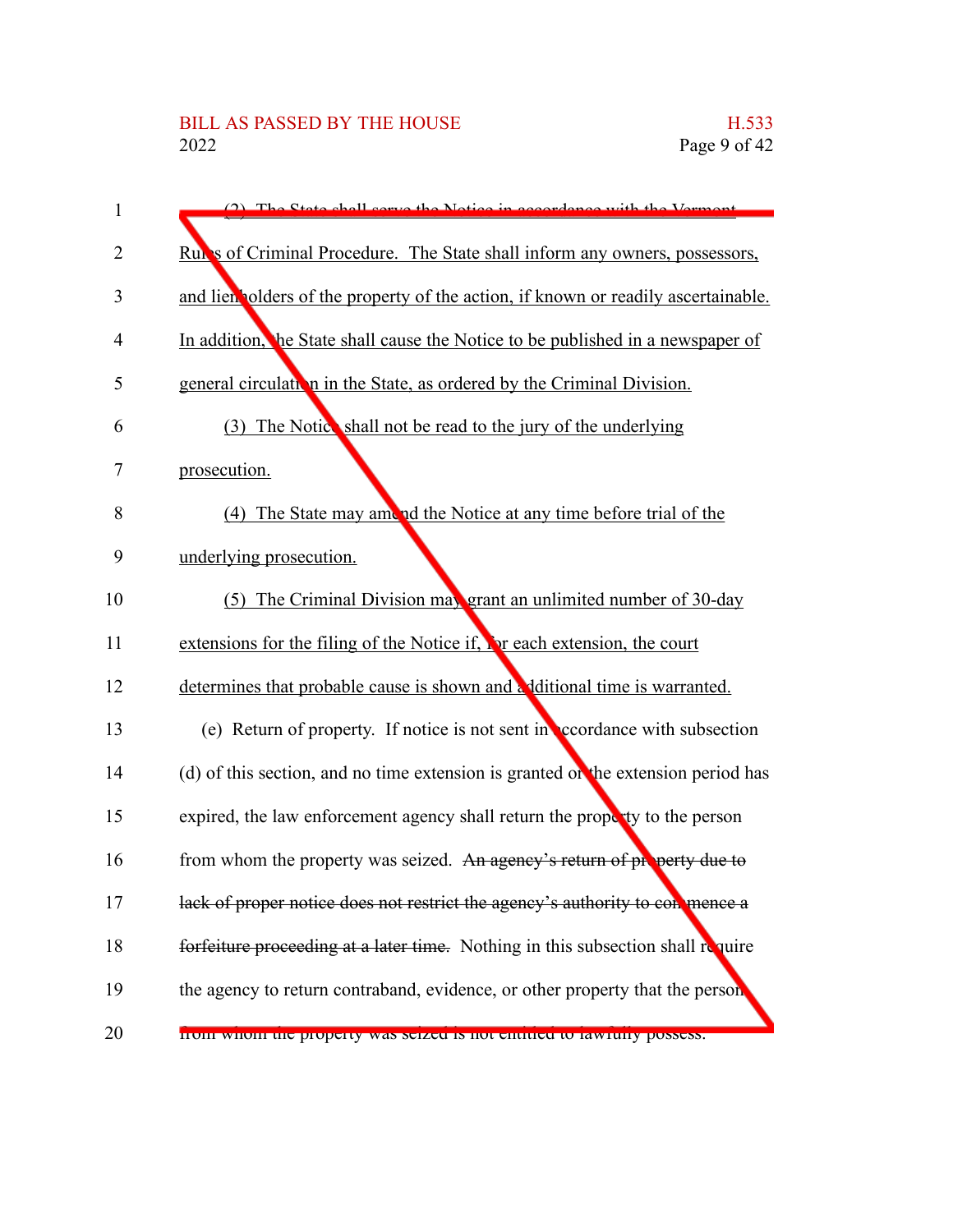(2) The State shall serve the Notice in accordance with the Vermont Rules of Criminal Procedure. The State shall inform any owners, possessors, and lienholders of the property of the action, if known or readily ascertainable. In addition, the State shall cause the Notice to be published in a newspaper of general circulation in the State, as ordered by the Criminal Division.

(3) The Notice shall not be read to the jury of the underlying prosecution.

(4) The State may amend the Notice at any time before trial of the underlying prosecution.

(5) The Criminal Division may grant an unlimited number of 30-day extensions for the filing of the Notice if, for each extension, the court determines that probable cause is shown and additional time is warranted.

(e) Return of property. If notice is not sent in accordance with subsection (d) of this section, and no time extension is granted or the extension period has expired, the law enforcement agency shall return the property to the person from whom the property was seized. ~~An agency's return of property due to lack of proper notice does not restrict the agency's authority to commence a forfeiture proceeding at a later time.~~ Nothing in this subsection shall require the agency to return contraband, evidence, or other property that the person from whom the property was seized is not entitled to lawfully possess.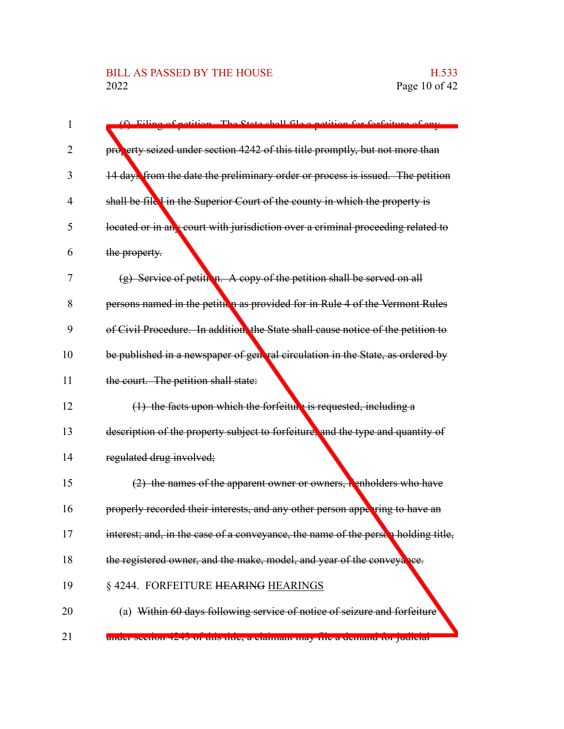~~(f) Filing of petition. The State shall file a petition for forfeiture of any property seized under section 4242 of this title promptly, but not more than 14 days from the date the preliminary order or process is issued. The petition shall be filed in the Superior Court of the county in which the property is located or in any court with jurisdiction over a criminal proceeding related to the property.~~

~~(g) Service of petition. A copy of the petition shall be served on all persons named in the petition as provided for in Rule 4 of the Vermont Rules of Civil Procedure. In addition, the State shall cause notice of the petition to be published in a newspaper of general circulation in the State, as ordered by the court. The petition shall state:~~

~~(1) the facts upon which the forfeiture is requested, including a description of the property subject to forfeiture, and the type and quantity of regulated drug involved;~~

~~(2) the names of the apparent owner or owners, lienholders who have properly recorded their interests, and any other person appearing to have an interest; and, in the case of a conveyance, the name of the person holding title, the registered owner, and the make, model, and year of the conveyance.~~

§ 4244. FORFEITURE ~~HEARING~~ HEARINGS

(a) ~~Within 60 days following service of notice of seizure and forfeiture under section 4243 of this title, a claimant may file a demand for judicial~~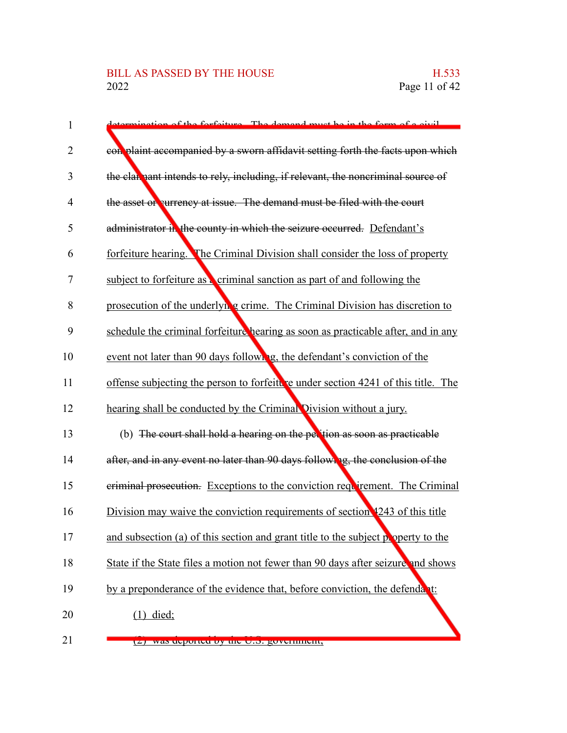~~determination of the forfeiture. The demand must be in the form of a civil complaint accompanied by a sworn affidavit setting forth the facts upon which the claimant intends to rely, including, if relevant, the noncriminal source of the asset or currency at issue. The demand must be filed with the court administrator in the county in which the seizure occurred.~~ Defendant's forfeiture hearing. The Criminal Division shall consider the loss of property subject to forfeiture as a criminal sanction as part of and following the prosecution of the underlying crime. The Criminal Division has discretion to schedule the criminal forfeiture hearing as soon as practicable after, and in any event not later than 90 days following, the defendant's conviction of the offense subjecting the person to forfeiture under section 4241 of this title. The hearing shall be conducted by the Criminal Division without a jury.

(b) ~~The court shall hold a hearing on the petition as soon as practicable after, and in any event no later than 90 days following, the conclusion of the criminal prosecution.~~ Exceptions to the conviction requirement. The Criminal Division may waive the conviction requirements of section 4243 of this title and subsection (a) of this section and grant title to the subject property to the State if the State files a motion not fewer than 90 days after seizure and shows by a preponderance of the evidence that, before conviction, the defendant:

(1) died;

(2) was deported by the U.S. government;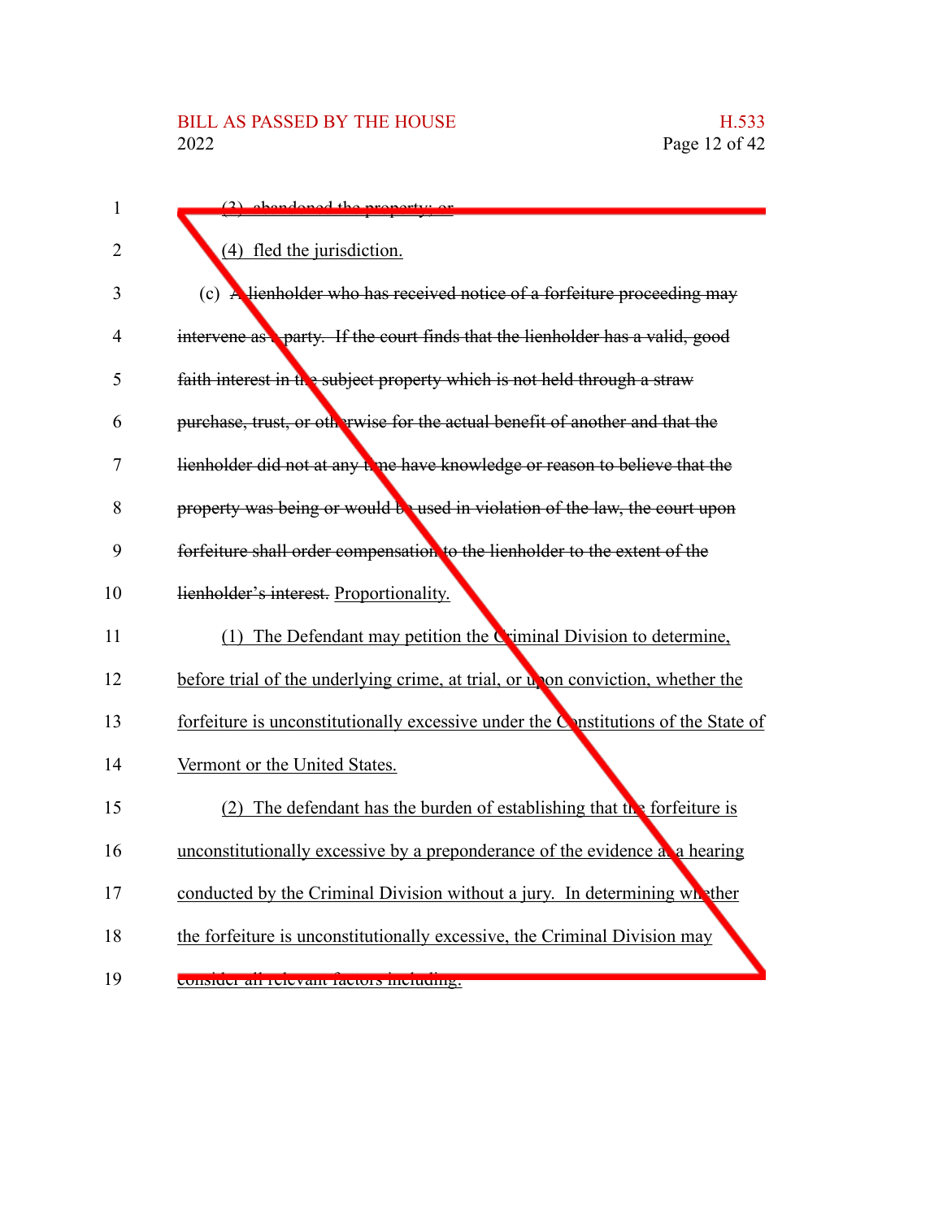(3) abandoned the property; or

(4) fled the jurisdiction.

(c) A lienholder who has received notice of a forfeiture proceeding may intervene as a party. If the court finds that the lienholder has a valid, good faith interest in the subject property which is not held through a straw purchase, trust, or otherwise for the actual benefit of another and that the lienholder did not at any time have knowledge or reason to believe that the property was being or would be used in violation of the law, the court upon forfeiture shall order compensation to the lienholder to the extent of the lienholder's interest. Proportionality.

(1) The Defendant may petition the Criminal Division to determine, before trial of the underlying crime, at trial, or upon conviction, whether the forfeiture is unconstitutionally excessive under the Constitutions of the State of Vermont or the United States.

(2) The defendant has the burden of establishing that the forfeiture is unconstitutionally excessive by a preponderance of the evidence at a hearing conducted by the Criminal Division without a jury. In determining whether the forfeiture is unconstitutionally excessive, the Criminal Division may consider all relevant factors including: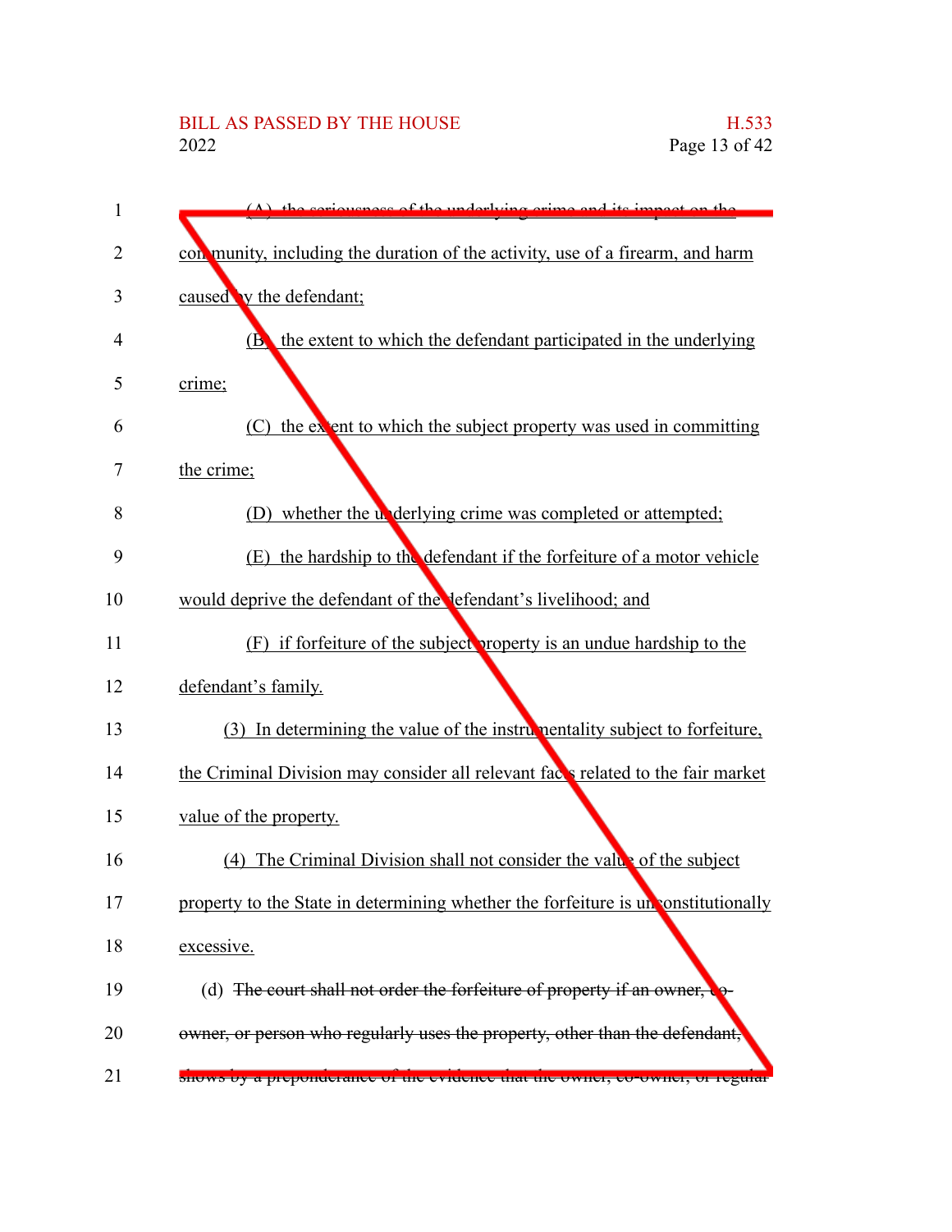(A) the seriousness of the underlying crime and its impact on the community, including the duration of the activity, use of a firearm, and harm caused by the defendant;

(B) the extent to which the defendant participated in the underlying crime;

(C) the extent to which the subject property was used in committing the crime;

(D) whether the underlying crime was completed or attempted;

(E) the hardship to the defendant if the forfeiture of a motor vehicle would deprive the defendant of the defendant's livelihood; and

(F) if forfeiture of the subject property is an undue hardship to the defendant's family.

(3) In determining the value of the instrumentality subject to forfeiture, the Criminal Division may consider all relevant facts related to the fair market value of the property.

(4) The Criminal Division shall not consider the value of the subject property to the State in determining whether the forfeiture is unconstitutionally excessive.

(d) ~~The court shall not order the forfeiture of property if an owner, co-owner, or person who regularly uses the property, other than the defendant, shows by a preponderance of the evidence that the owner, co-owner, or regular~~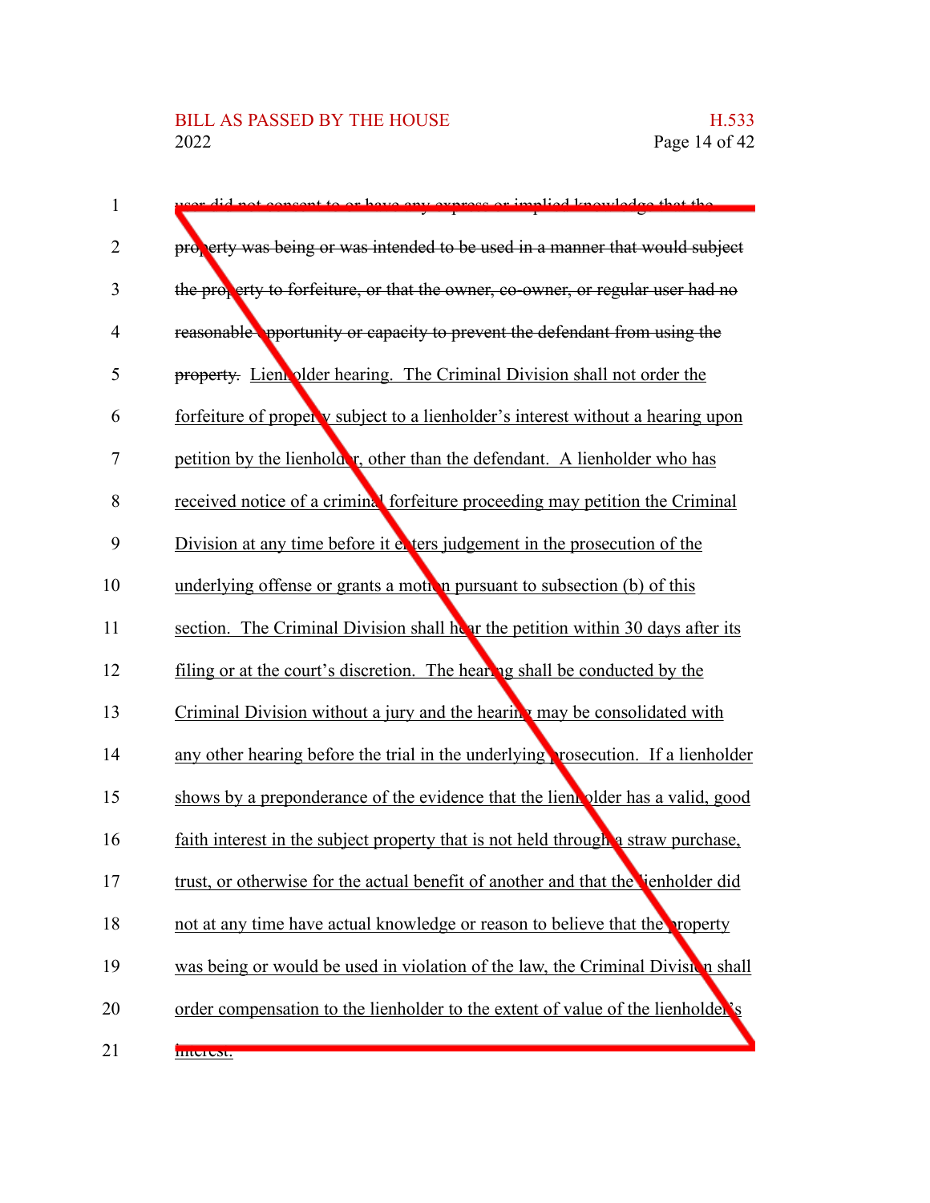~~user did not consent to or have any express or implied knowledge that the property was being or was intended to be used in a manner that would subject the property to forfeiture, or that the owner, co-owner, or regular user had no reasonable opportunity or capacity to prevent the defendant from using the property.~~ Lienholder hearing. The Criminal Division shall not order the forfeiture of property subject to a lienholder's interest without a hearing upon petition by the lienholder, other than the defendant. A lienholder who has received notice of a criminal forfeiture proceeding may petition the Criminal Division at any time before it enters judgement in the prosecution of the underlying offense or grants a motion pursuant to subsection (b) of this section. The Criminal Division shall hear the petition within 30 days after its filing or at the court's discretion. The hearing shall be conducted by the Criminal Division without a jury and the hearing may be consolidated with any other hearing before the trial in the underlying prosecution. If a lienholder shows by a preponderance of the evidence that the lienholder has a valid, good faith interest in the subject property that is not held through a straw purchase, trust, or otherwise for the actual benefit of another and that the lienholder did not at any time have actual knowledge or reason to believe that the property was being or would be used in violation of the law, the Criminal Division shall order compensation to the lienholder to the extent of value of the lienholder's interest.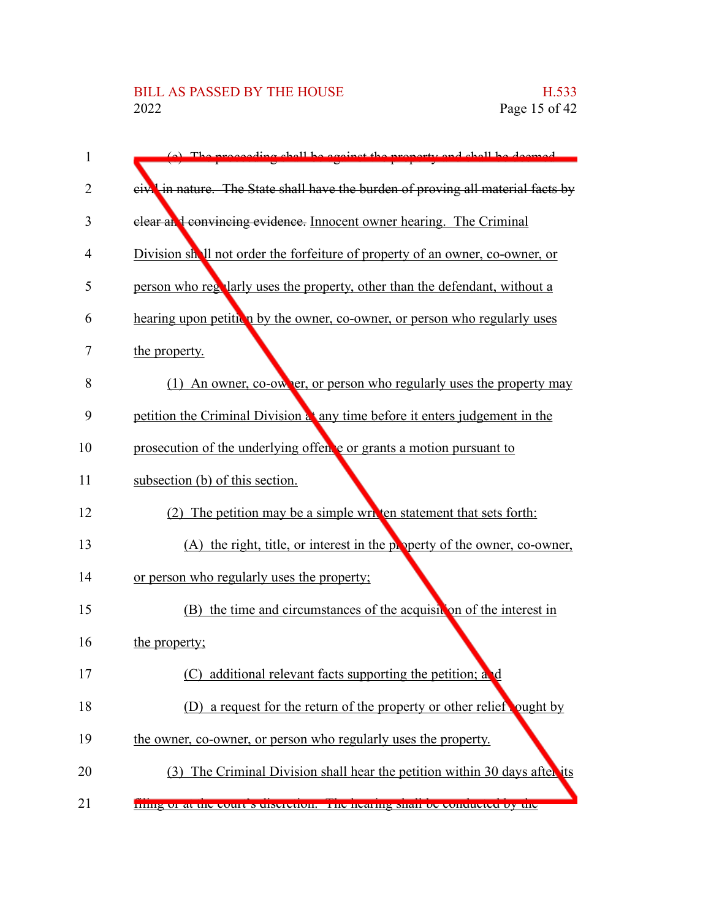~~(c) The proceeding shall be against the property and shall be deemed civil in nature. The State shall have the burden of proving all material facts by clear and convincing evidence.~~ Innocent owner hearing. The Criminal Division shall not order the forfeiture of property of an owner, co-owner, or person who regularly uses the property, other than the defendant, without a hearing upon petition by the owner, co-owner, or person who regularly uses the property.

(1) An owner, co-owner, or person who regularly uses the property may petition the Criminal Division at any time before it enters judgement in the prosecution of the underlying offense or grants a motion pursuant to subsection (b) of this section.

(2) The petition may be a simple written statement that sets forth:

(A) the right, title, or interest in the property of the owner, co-owner, or person who regularly uses the property;

(B) the time and circumstances of the acquisition of the interest in the property;

(C) additional relevant facts supporting the petition; and

(D) a request for the return of the property or other relief sought by the owner, co-owner, or person who regularly uses the property.

(3) The Criminal Division shall hear the petition within 30 days after its filing or at the court's discretion. The hearing shall be conducted by the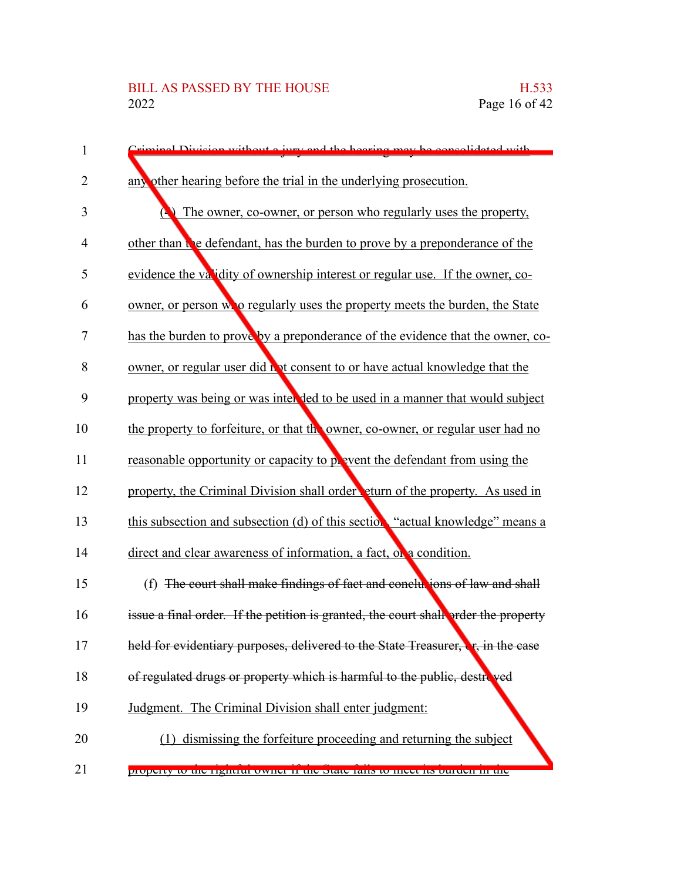Criminal Division without a jury and the hearing may be consolidated with any other hearing before the trial in the underlying prosecution.

(4) The owner, co-owner, or person who regularly uses the property, other than the defendant, has the burden to prove by a preponderance of the evidence the validity of ownership interest or regular use. If the owner, co-owner, or person who regularly uses the property meets the burden, the State has the burden to prove by a preponderance of the evidence that the owner, co-owner, or regular user did not consent to or have actual knowledge that the property was being or was intended to be used in a manner that would subject the property to forfeiture, or that the owner, co-owner, or regular user had no reasonable opportunity or capacity to prevent the defendant from using the property, the Criminal Division shall order return of the property. As used in this subsection and subsection (d) of this section, "actual knowledge" means a direct and clear awareness of information, a fact, or a condition.

(f) ~~The court shall make findings of fact and conclusions of law and shall issue a final order. If the petition is granted, the court shall order the property held for evidentiary purposes, delivered to the State Treasurer, or, in the case of regulated drugs or property which is harmful to the public, destroyed~~ Judgment. The Criminal Division shall enter judgment:

(1) dismissing the forfeiture proceeding and returning the subject property to the rightful owner if the State fails to meet its burden in the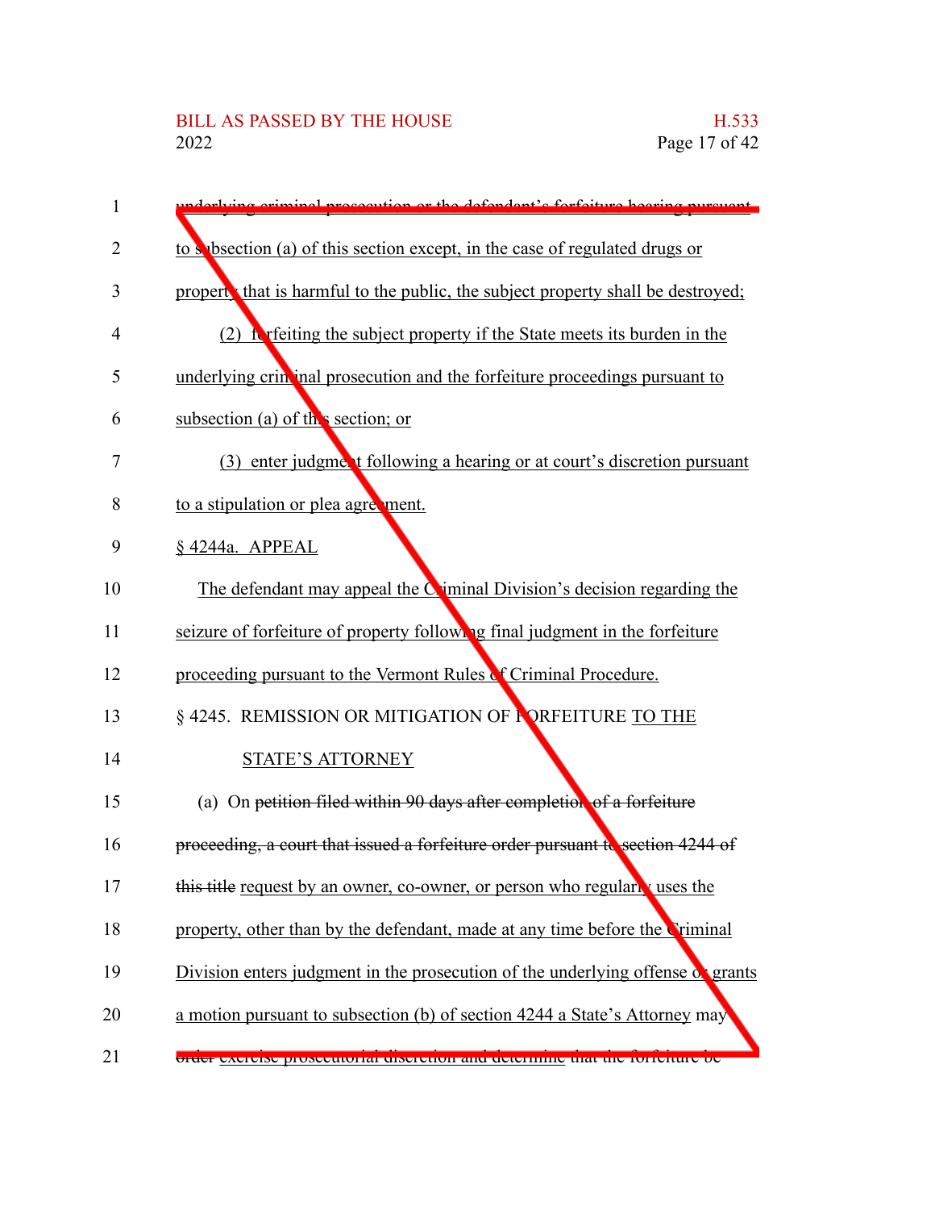underlying criminal prosecution or the defendant's forfeiture hearing pursuant to subsection (a) of this section except, in the case of regulated drugs or property that is harmful to the public, the subject property shall be destroyed;

(2) forfeiting the subject property if the State meets its burden in the underlying criminal prosecution and the forfeiture proceedings pursuant to subsection (a) of this section; or

(3) enter judgment following a hearing or at court's discretion pursuant to a stipulation or plea agreement.

§ 4244a. APPEAL

The defendant may appeal the Criminal Division's decision regarding the seizure of forfeiture of property following final judgment in the forfeiture proceeding pursuant to the Vermont Rules of Criminal Procedure.

§ 4245. REMISSION OR MITIGATION OF FORFEITURE TO THE STATE'S ATTORNEY

(a) On petition filed within 90 days after completion of a forfeiture proceeding, a court that issued a forfeiture order pursuant to section 4244 of this title request by an owner, co-owner, or person who regularly uses the property, other than by the defendant, made at any time before the Criminal Division enters judgment in the prosecution of the underlying offense or grants a motion pursuant to subsection (b) of section 4244 a State's Attorney may order exercise prosecutorial discretion and determine that the forfeiture be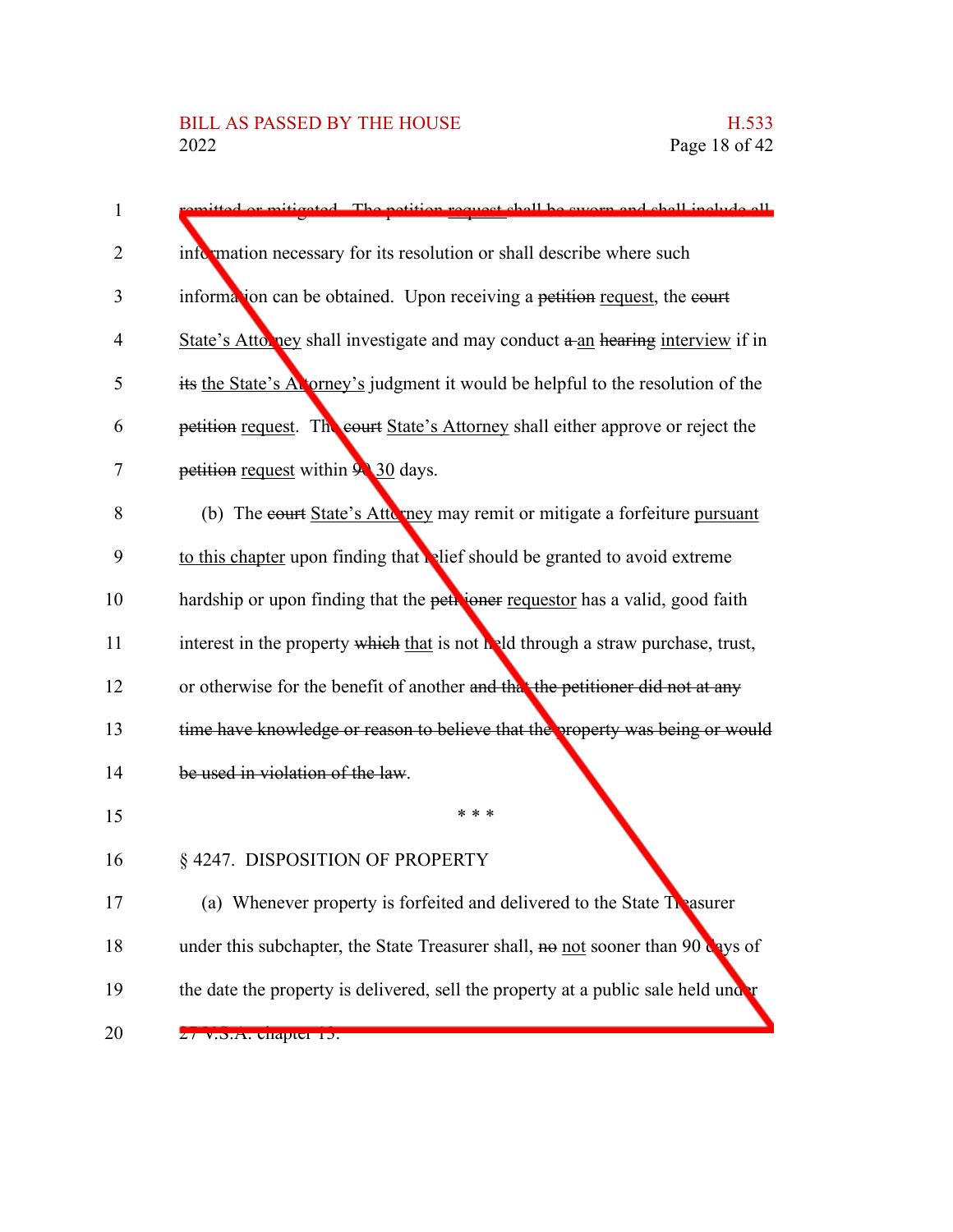remitted or mitigated. The ~~petition~~ request shall be sworn and shall include all information necessary for its resolution or shall describe where such information can be obtained. Upon receiving a ~~petition~~ request, the ~~court~~ State's Attorney shall investigate and may conduct ~~a~~ an ~~hearing~~ interview if in ~~its~~ the State's Attorney's judgment it would be helpful to the resolution of the ~~petition~~ request. The ~~court~~ State's Attorney shall either approve or reject the ~~petition~~ request within ~~90~~ 30 days.

(b) The ~~court~~ State's Attorney may remit or mitigate a forfeiture pursuant to this chapter upon finding that relief should be granted to avoid extreme hardship or upon finding that the ~~petitioner~~ requestor has a valid, good faith interest in the property ~~which~~ that is not held through a straw purchase, trust, or otherwise for the benefit of another ~~and that the petitioner did not at any time have knowledge or reason to believe that the property was being or would be used in violation of the law~~.

\* \* \*

§ 4247. DISPOSITION OF PROPERTY

(a) Whenever property is forfeited and delivered to the State Treasurer under this subchapter, the State Treasurer shall, ~~no~~ not sooner than 90 days of the date the property is delivered, sell the property at a public sale held under 27 V.S.A. chapter 13.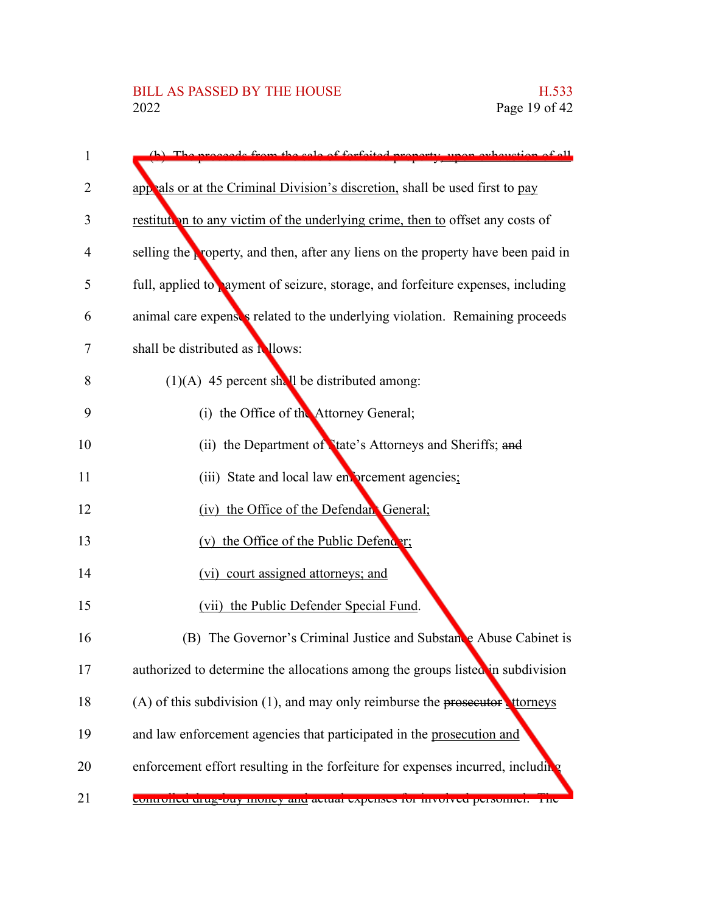(b) The proceeds from the sale of forfeited property, upon exhaustion of all appeals or at the Criminal Division's discretion, shall be used first to pay restitution to any victim of the underlying crime, then to offset any costs of selling the property, and then, after any liens on the property have been paid in full, applied to payment of seizure, storage, and forfeiture expenses, including animal care expenses related to the underlying violation. Remaining proceeds shall be distributed as follows:

(1)(A) 45 percent shall be distributed among:

(i) the Office of the Attorney General;

(ii) the Department of State's Attorneys and Sheriffs; ~~and~~

(iii) State and local law enforcement agencies;

(iv) the Office of the Defender General;

(v) the Office of the Public Defender;

(vi) court assigned attorneys; and

(vii) the Public Defender Special Fund.

(B) The Governor's Criminal Justice and Substance Abuse Cabinet is authorized to determine the allocations among the groups listed in subdivision (A) of this subdivision (1), and may only reimburse the ~~prosecutor~~ attorneys and law enforcement agencies that participated in the prosecution and enforcement effort resulting in the forfeiture for expenses incurred, including controlled drug-buy money and actual expenses for involved personnel. The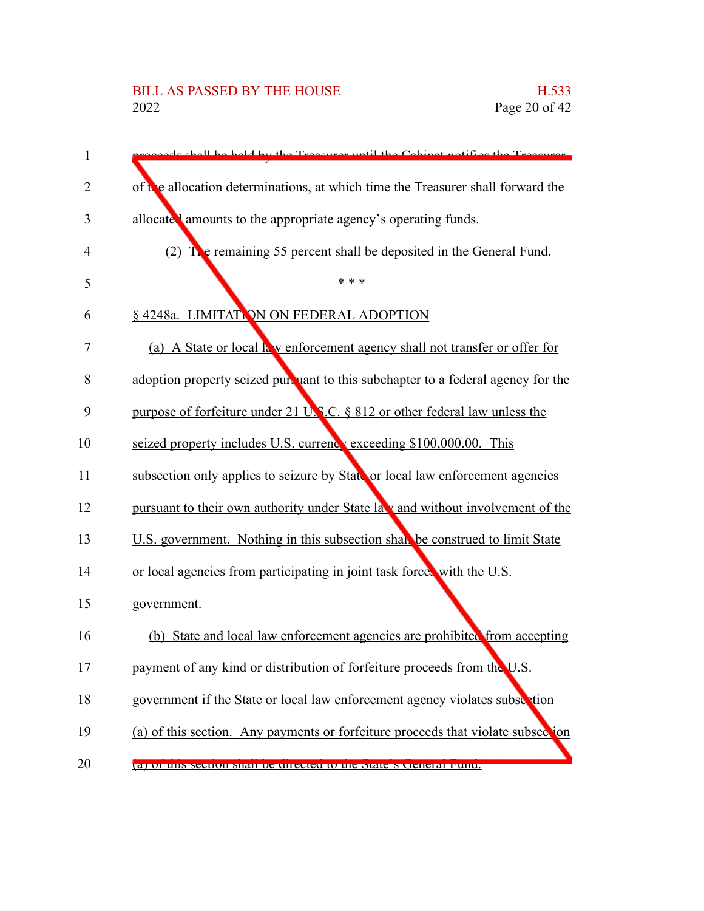proceeds shall be held by the Treasurer until the Cabinet notifies the Treasurer of the allocation determinations, at which time the Treasurer shall forward the allocated amounts to the appropriate agency's operating funds.

(2) The remaining 55 percent shall be deposited in the General Fund.

\* \* \*

§ 4248a. LIMITATION ON FEDERAL ADOPTION

(a) A State or local law enforcement agency shall not transfer or offer for adoption property seized pursuant to this subchapter to a federal agency for the purpose of forfeiture under 21 U.S.C. § 812 or other federal law unless the seized property includes U.S. currency exceeding $100,000.00. This subsection only applies to seizure by State or local law enforcement agencies pursuant to their own authority under State law and without involvement of the U.S. government. Nothing in this subsection shall be construed to limit State or local agencies from participating in joint task forces with the U.S. government.

(b) State and local law enforcement agencies are prohibited from accepting payment of any kind or distribution of forfeiture proceeds from the U.S. government if the State or local law enforcement agency violates subsection (a) of this section. Any payments or forfeiture proceeds that violate subsection (a) of this section shall be directed to the State's General Fund.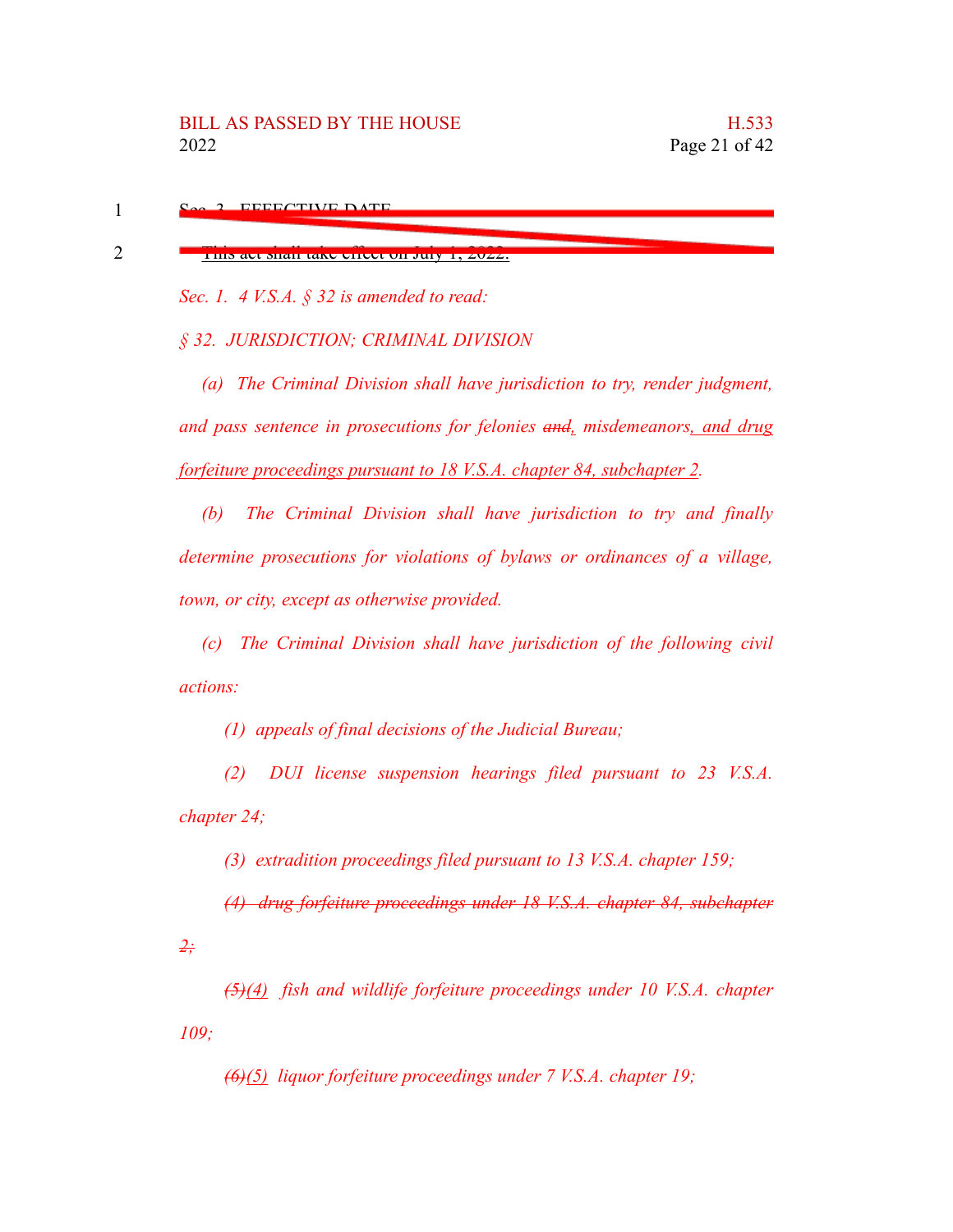~~Sec. 3. EFFECTIVE DATE~~

~~This act shall take effect on July 1, 2022.~~

*Sec. 1. 4 V.S.A. § 32 is amended to read:*

*§ 32. JURISDICTION; CRIMINAL DIVISION*

*(a) The Criminal Division shall have jurisdiction to try, render judgment, and pass sentence in prosecutions for felonies ~~and~~, misdemeanors, and drug forfeiture proceedings pursuant to 18 V.S.A. chapter 84, subchapter 2.*

*(b) The Criminal Division shall have jurisdiction to try and finally determine prosecutions for violations of bylaws or ordinances of a village, town, or city, except as otherwise provided.*

*(c) The Criminal Division shall have jurisdiction of the following civil actions:*

*(1) appeals of final decisions of the Judicial Bureau;*

*(2) DUI license suspension hearings filed pursuant to 23 V.S.A. chapter 24;*

*(3) extradition proceedings filed pursuant to 13 V.S.A. chapter 159;*

*~~(4) drug forfeiture proceedings under 18 V.S.A. chapter 84, subchapter 2;~~*

*~~(5)~~(4) fish and wildlife forfeiture proceedings under 10 V.S.A. chapter 109;*

*~~(6)~~(5) liquor forfeiture proceedings under 7 V.S.A. chapter 19;*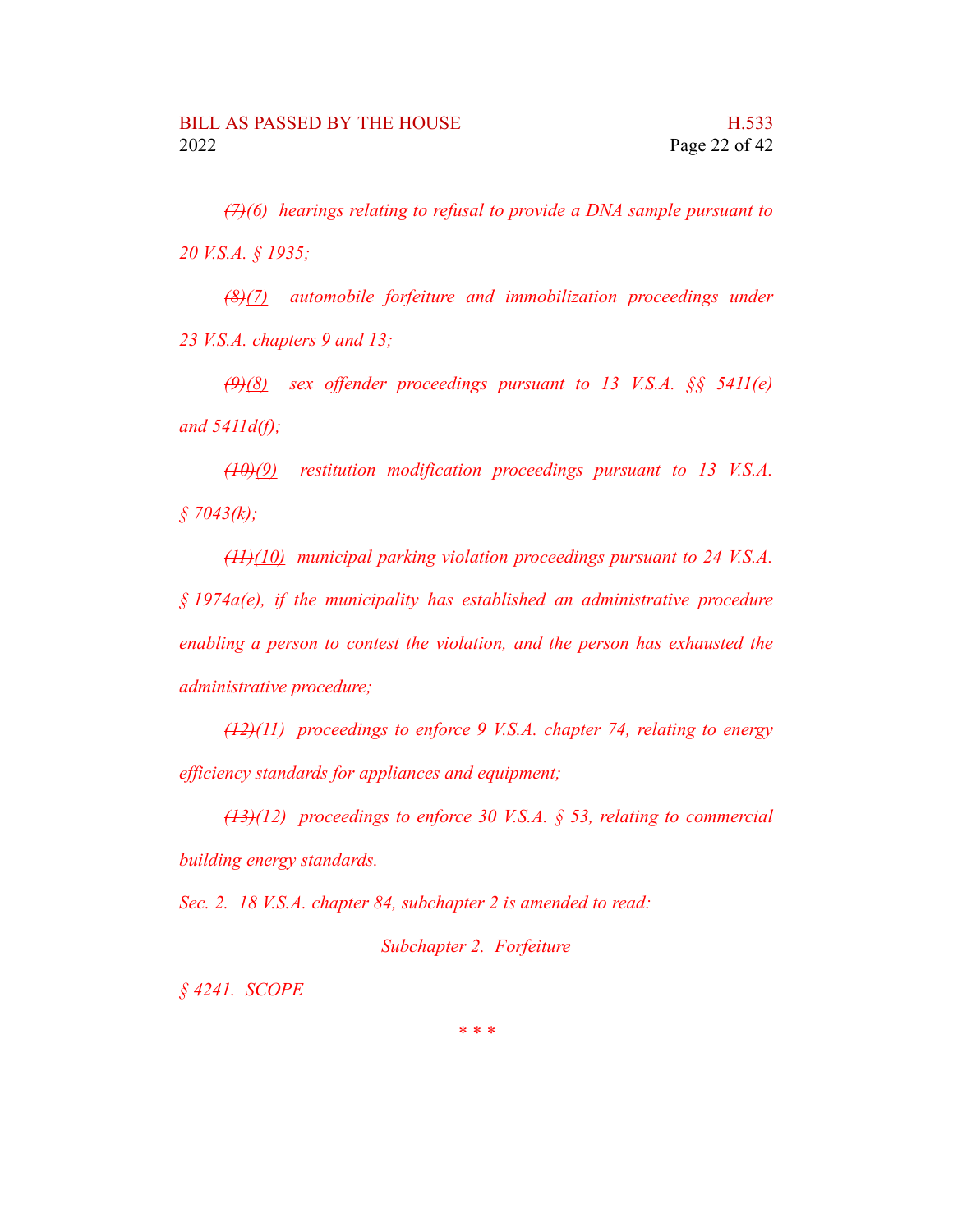*~~(7)~~(6) hearings relating to refusal to provide a DNA sample pursuant to 20 V.S.A. § 1935;*

*~~(8)~~(7) automobile forfeiture and immobilization proceedings under 23 V.S.A. chapters 9 and 13;*

*~~(9)~~(8) sex offender proceedings pursuant to 13 V.S.A. §§ 5411(e) and 5411d(f);*

*~~(10)~~(9) restitution modification proceedings pursuant to 13 V.S.A. § 7043(k);*

*~~(11)~~(10) municipal parking violation proceedings pursuant to 24 V.S.A. § 1974a(e), if the municipality has established an administrative procedure enabling a person to contest the violation, and the person has exhausted the administrative procedure;*

*~~(12)~~(11) proceedings to enforce 9 V.S.A. chapter 74, relating to energy efficiency standards for appliances and equipment;*

*~~(13)~~(12) proceedings to enforce 30 V.S.A. § 53, relating to commercial building energy standards.*

*Sec. 2. 18 V.S.A. chapter 84, subchapter 2 is amended to read:*

*Subchapter 2. Forfeiture*

*§ 4241. SCOPE*

*\* \* \**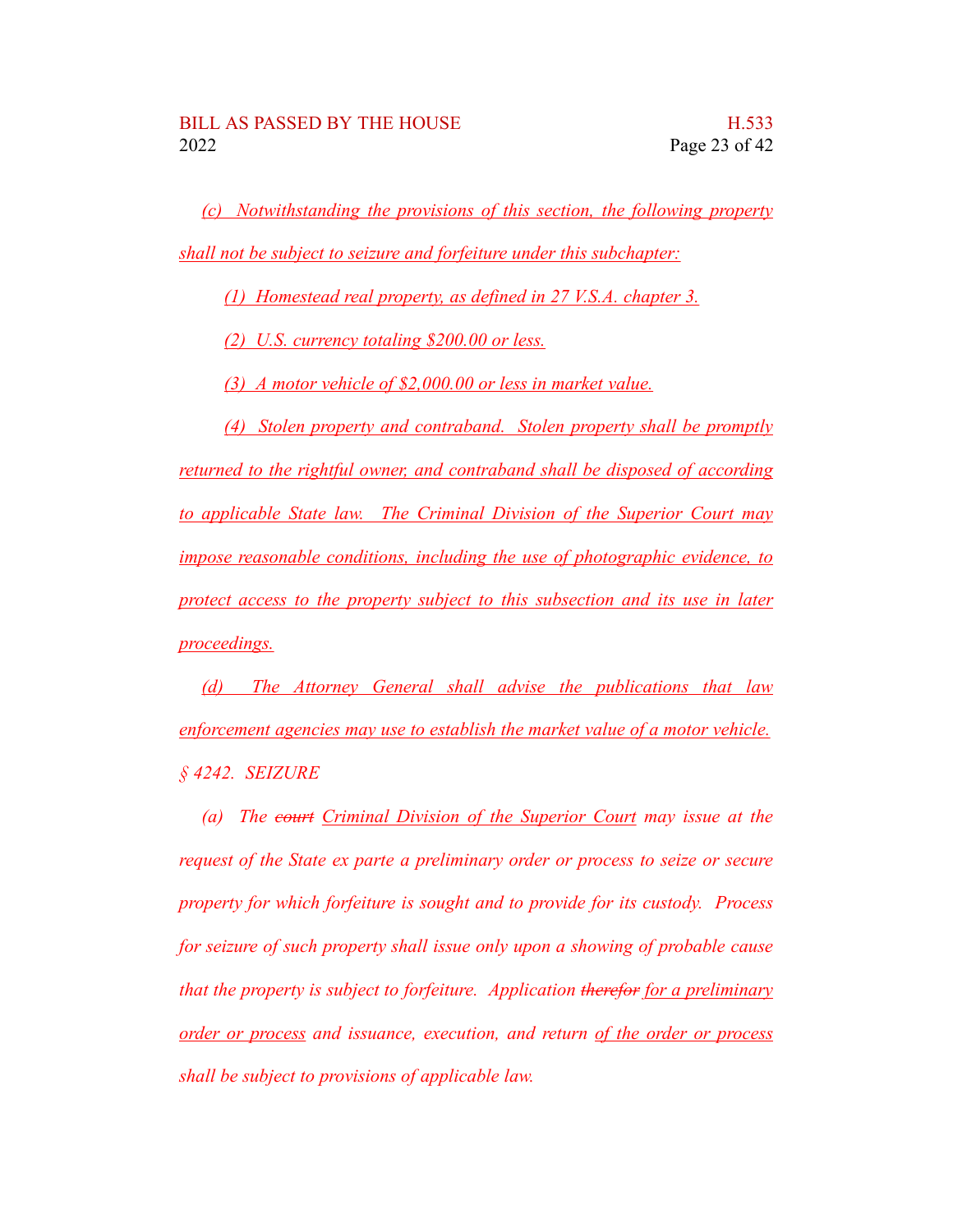*(c) Notwithstanding the provisions of this section, the following property shall not be subject to seizure and forfeiture under this subchapter:*

*(1) Homestead real property, as defined in 27 V.S.A. chapter 3.*

*(2) U.S. currency totaling $200.00 or less.*

*(3) A motor vehicle of $2,000.00 or less in market value.*

*(4) Stolen property and contraband. Stolen property shall be promptly returned to the rightful owner, and contraband shall be disposed of according to applicable State law. The Criminal Division of the Superior Court may impose reasonable conditions, including the use of photographic evidence, to protect access to the property subject to this subsection and its use in later proceedings.*

*(d) The Attorney General shall advise the publications that law enforcement agencies may use to establish the market value of a motor vehicle.*

*§ 4242. SEIZURE*

*(a) The ~~court~~ Criminal Division of the Superior Court may issue at the request of the State ex parte a preliminary order or process to seize or secure property for which forfeiture is sought and to provide for its custody. Process for seizure of such property shall issue only upon a showing of probable cause that the property is subject to forfeiture. Application ~~therefor~~ for a preliminary order or process and issuance, execution, and return of the order or process shall be subject to provisions of applicable law.*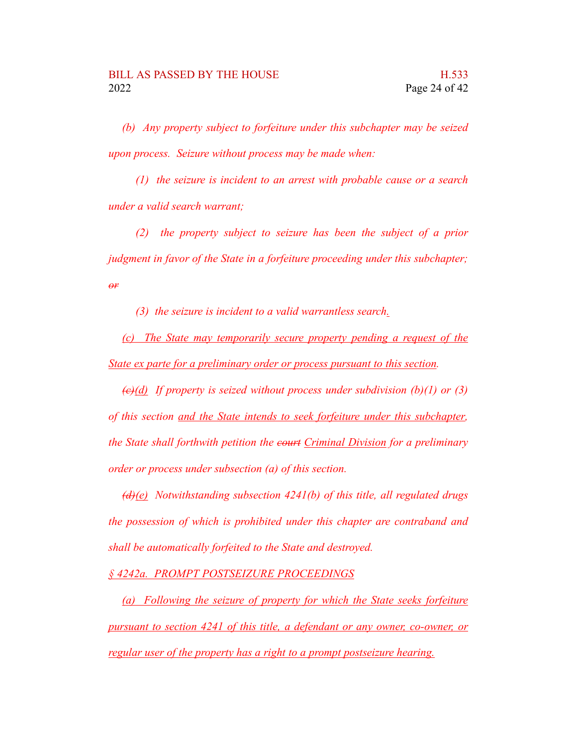*(b) Any property subject to forfeiture under this subchapter may be seized upon process. Seizure without process may be made when:*

*(1) the seizure is incident to an arrest with probable cause or a search under a valid search warrant;*

*(2) the property subject to seizure has been the subject of a prior judgment in favor of the State in a forfeiture proceeding under this subchapter; ~~or~~*

*(3) the seizure is incident to a valid warrantless search.*

*<u>(c) The State may temporarily secure property pending a request of the State ex parte for a preliminary order or process pursuant to this section</u>.*

*~~(c)~~<u>(d)</u> If property is seized without process under subdivision (b)(1) or (3) of this section <u>and the State intends to seek forfeiture under this subchapter</u>, the State shall forthwith petition the ~~court~~ <u>Criminal Division</u> for a preliminary order or process under subsection (a) of this section.*

*~~(d)~~<u>(e)</u> Notwithstanding subsection 4241(b) of this title, all regulated drugs the possession of which is prohibited under this chapter are contraband and shall be automatically forfeited to the State and destroyed.*

*<u>§ 4242a. PROMPT POSTSEIZURE PROCEEDINGS</u>*

*<u>(a) Following the seizure of property for which the State seeks forfeiture pursuant to section 4241 of this title, a defendant or any owner, co-owner, or regular user of the property has a right to a prompt postseizure hearing.</u>*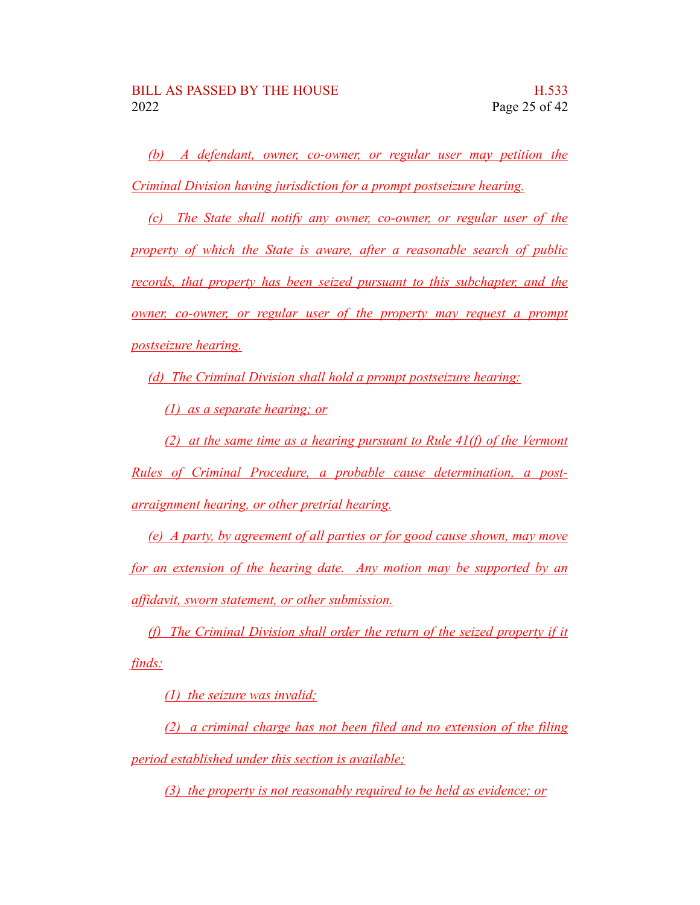(b) A defendant, owner, co-owner, or regular user may petition the Criminal Division having jurisdiction for a prompt postseizure hearing.

(c) The State shall notify any owner, co-owner, or regular user of the property of which the State is aware, after a reasonable search of public records, that property has been seized pursuant to this subchapter, and the owner, co-owner, or regular user of the property may request a prompt postseizure hearing.

(d) The Criminal Division shall hold a prompt postseizure hearing:

(1) as a separate hearing; or

(2) at the same time as a hearing pursuant to Rule 41(f) of the Vermont Rules of Criminal Procedure, a probable cause determination, a post-arraignment hearing, or other pretrial hearing.

(e) A party, by agreement of all parties or for good cause shown, may move for an extension of the hearing date. Any motion may be supported by an affidavit, sworn statement, or other submission.

(f) The Criminal Division shall order the return of the seized property if it finds:

(1) the seizure was invalid;

(2) a criminal charge has not been filed and no extension of the filing period established under this section is available;

(3) the property is not reasonably required to be held as evidence; or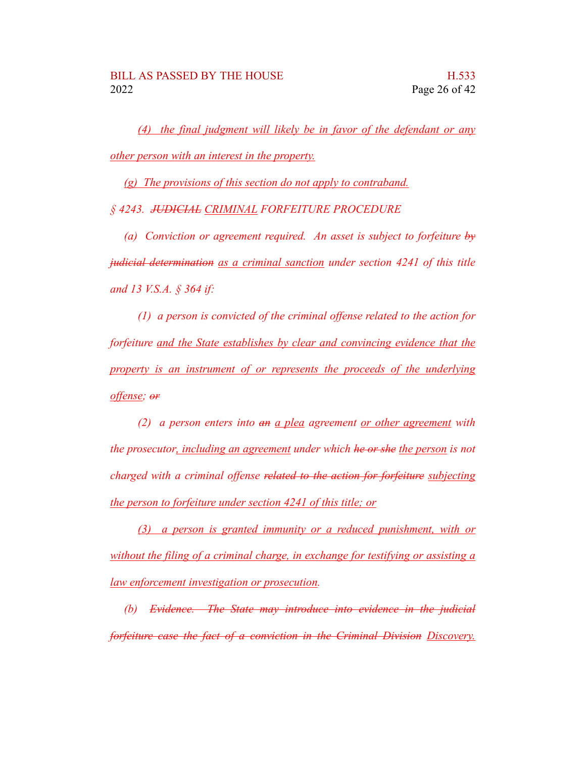*(4) the final judgment will likely be in favor of the defendant or any other person with an interest in the property.*

*(g) The provisions of this section do not apply to contraband.*

*§ 4243. ~~JUDICIAL~~ CRIMINAL FORFEITURE PROCEDURE*

*(a) Conviction or agreement required. An asset is subject to forfeiture ~~by judicial determination~~ as a criminal sanction under section 4241 of this title and 13 V.S.A. § 364 if:*

*(1) a person is convicted of the criminal offense related to the action for forfeiture and the State establishes by clear and convincing evidence that the property is an instrument of or represents the proceeds of the underlying offense; ~~or~~*

*(2) a person enters into ~~an~~ a plea agreement or other agreement with the prosecutor, including an agreement under which ~~he or she~~ the person is not charged with a criminal offense ~~related to the action for forfeiture~~ subjecting the person to forfeiture under section 4241 of this title; or*

*(3) a person is granted immunity or a reduced punishment, with or without the filing of a criminal charge, in exchange for testifying or assisting a law enforcement investigation or prosecution.*

*(b) ~~Evidence. The State may introduce into evidence in the judicial forfeiture case the fact of a conviction in the Criminal Division~~ Discovery.*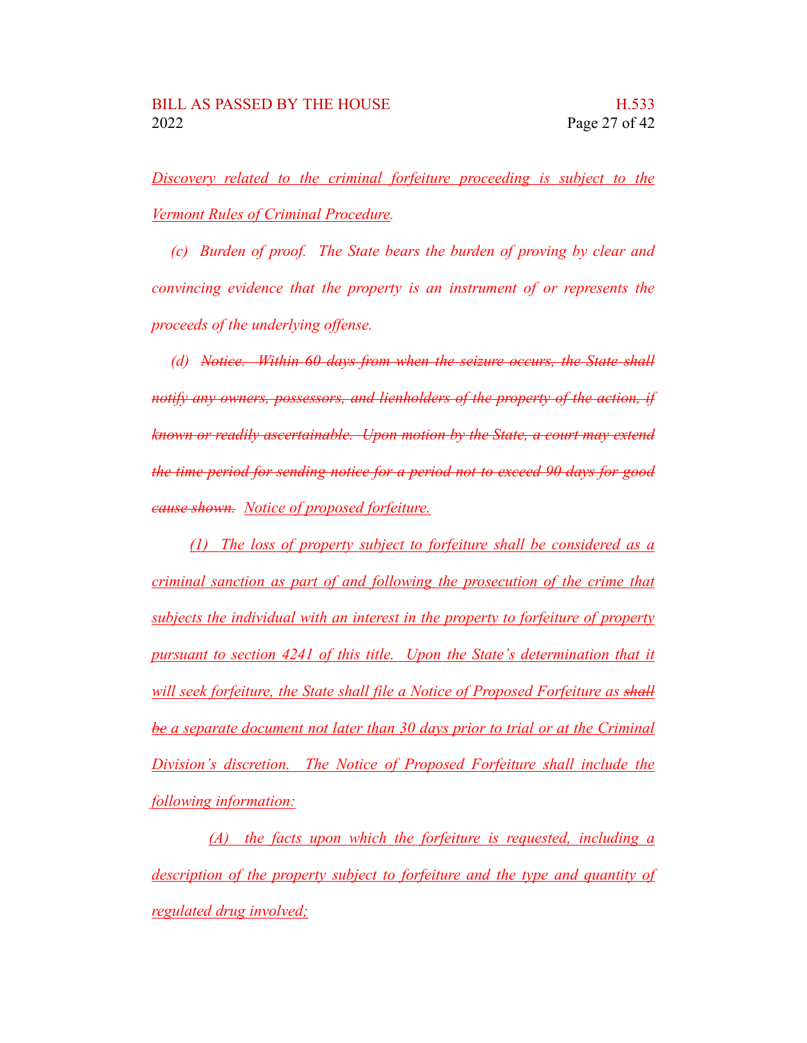*Discovery related to the criminal forfeiture proceeding is subject to the Vermont Rules of Criminal Procedure.*

*(c) Burden of proof. The State bears the burden of proving by clear and convincing evidence that the property is an instrument of or represents the proceeds of the underlying offense.*

*(d) ~~Notice. Within 60 days from when the seizure occurs, the State shall notify any owners, possessors, and lienholders of the property of the action, if known or readily ascertainable. Upon motion by the State, a court may extend the time period for sending notice for a period not to exceed 90 days for good cause shown.~~ Notice of proposed forfeiture.*

*(1) The loss of property subject to forfeiture shall be considered as a criminal sanction as part of and following the prosecution of the crime that subjects the individual with an interest in the property to forfeiture of property pursuant to section 4241 of this title. Upon the State's determination that it will seek forfeiture, the State shall file a Notice of Proposed Forfeiture as ~~shall be~~ a separate document not later than 30 days prior to trial or at the Criminal Division's discretion. The Notice of Proposed Forfeiture shall include the following information:*

*(A) the facts upon which the forfeiture is requested, including a description of the property subject to forfeiture and the type and quantity of regulated drug involved;*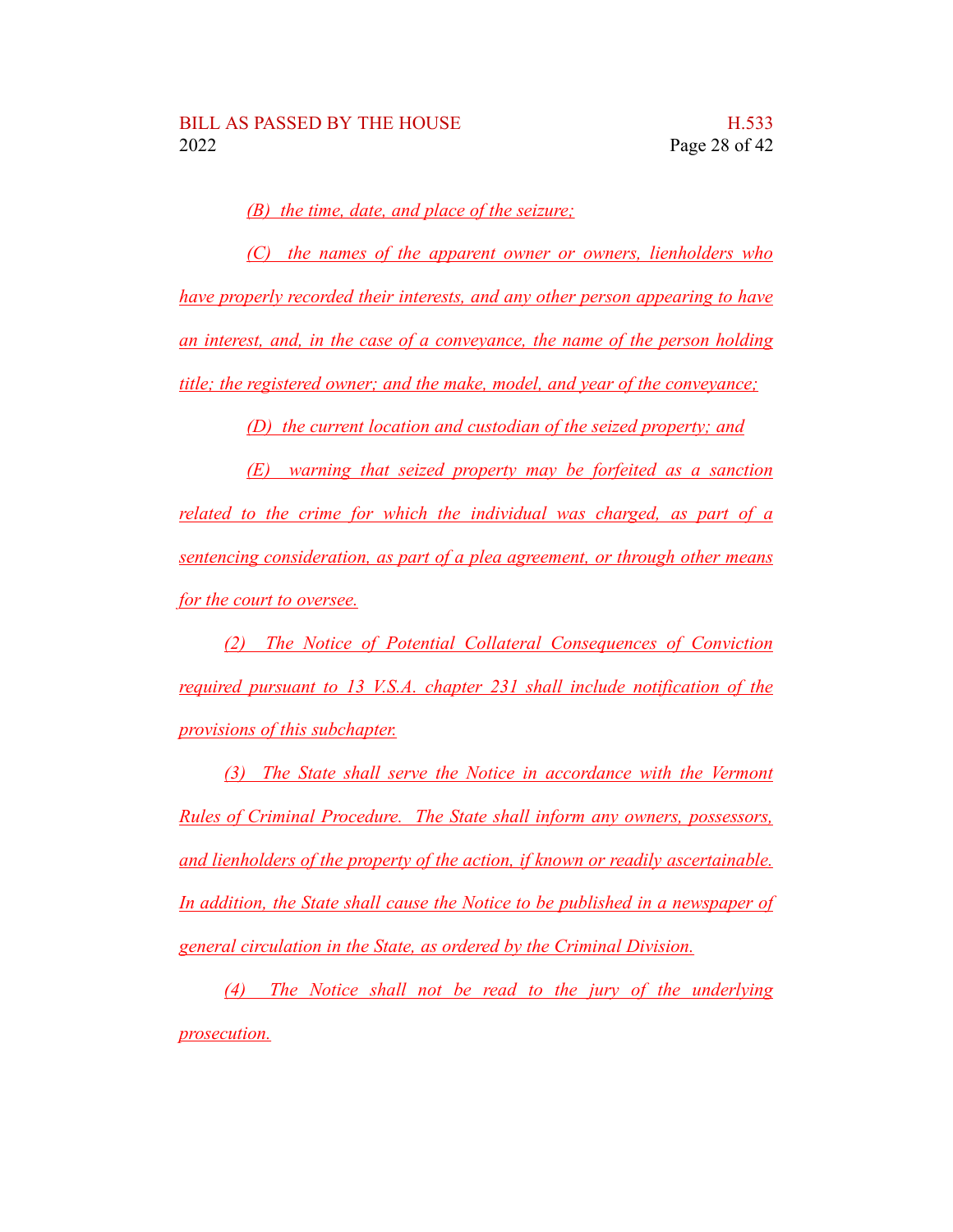(B) the time, date, and place of the seizure;

(C) the names of the apparent owner or owners, lienholders who have properly recorded their interests, and any other person appearing to have an interest, and, in the case of a conveyance, the name of the person holding title; the registered owner; and the make, model, and year of the conveyance;

(D) the current location and custodian of the seized property; and

(E) warning that seized property may be forfeited as a sanction related to the crime for which the individual was charged, as part of a sentencing consideration, as part of a plea agreement, or through other means for the court to oversee.

(2) The Notice of Potential Collateral Consequences of Conviction required pursuant to 13 V.S.A. chapter 231 shall include notification of the provisions of this subchapter.

(3) The State shall serve the Notice in accordance with the Vermont Rules of Criminal Procedure. The State shall inform any owners, possessors, and lienholders of the property of the action, if known or readily ascertainable. In addition, the State shall cause the Notice to be published in a newspaper of general circulation in the State, as ordered by the Criminal Division.

(4) The Notice shall not be read to the jury of the underlying prosecution.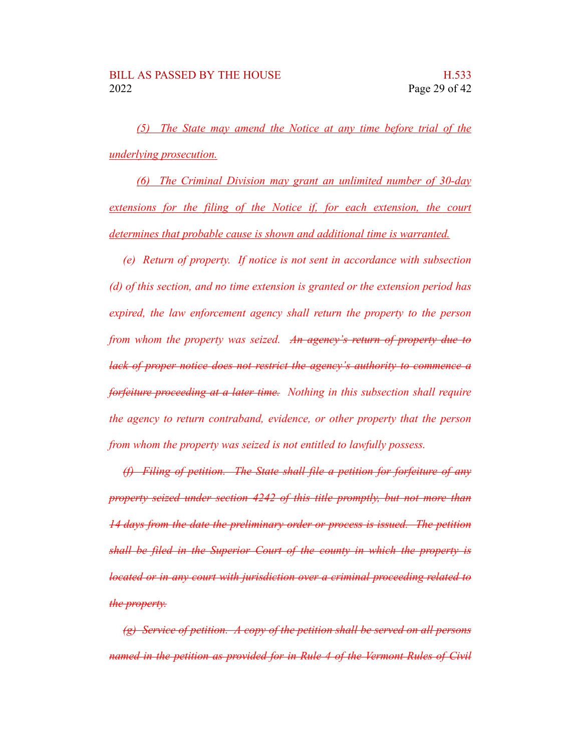*(5) The State may amend the Notice at any time before trial of the underlying prosecution.*

*(6) The Criminal Division may grant an unlimited number of 30-day extensions for the filing of the Notice if, for each extension, the court determines that probable cause is shown and additional time is warranted.*

*(e) Return of property. If notice is not sent in accordance with subsection (d) of this section, and no time extension is granted or the extension period has expired, the law enforcement agency shall return the property to the person from whom the property was seized.* ~~*An agency's return of property due to lack of proper notice does not restrict the agency's authority to commence a forfeiture proceeding at a later time.*~~ *Nothing in this subsection shall require the agency to return contraband, evidence, or other property that the person from whom the property was seized is not entitled to lawfully possess.*

~~*(f) Filing of petition. The State shall file a petition for forfeiture of any property seized under section 4242 of this title promptly, but not more than 14 days from the date the preliminary order or process is issued. The petition shall be filed in the Superior Court of the county in which the property is located or in any court with jurisdiction over a criminal proceeding related to the property.*~~

~~*(g) Service of petition. A copy of the petition shall be served on all persons named in the petition as provided for in Rule 4 of the Vermont Rules of Civil*~~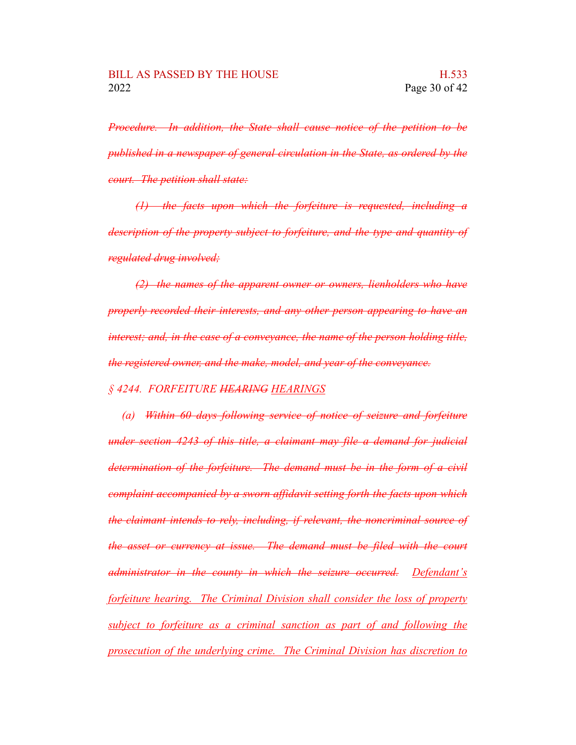~~*Procedure. In addition, the State shall cause notice of the petition to be published in a newspaper of general circulation in the State, as ordered by the court. The petition shall state:*~~

~~*(1) the facts upon which the forfeiture is requested, including a description of the property subject to forfeiture, and the type and quantity of regulated drug involved;*~~

~~*(2) the names of the apparent owner or owners, lienholders who have properly recorded their interests, and any other person appearing to have an interest; and, in the case of a conveyance, the name of the person holding title, the registered owner, and the make, model, and year of the conveyance.*~~

*§ 4244. FORFEITURE ~~HEARING~~ <u>HEARINGS</u>*

*(a) ~~Within 60 days following service of notice of seizure and forfeiture under section 4243 of this title, a claimant may file a demand for judicial determination of the forfeiture. The demand must be in the form of a civil complaint accompanied by a sworn affidavit setting forth the facts upon which the claimant intends to rely, including, if relevant, the noncriminal source of the asset or currency at issue. The demand must be filed with the court administrator in the county in which the seizure occurred.~~ <u>Defendant's forfeiture hearing. The Criminal Division shall consider the loss of property subject to forfeiture as a criminal sanction as part of and following the prosecution of the underlying crime. The Criminal Division has discretion to</u>*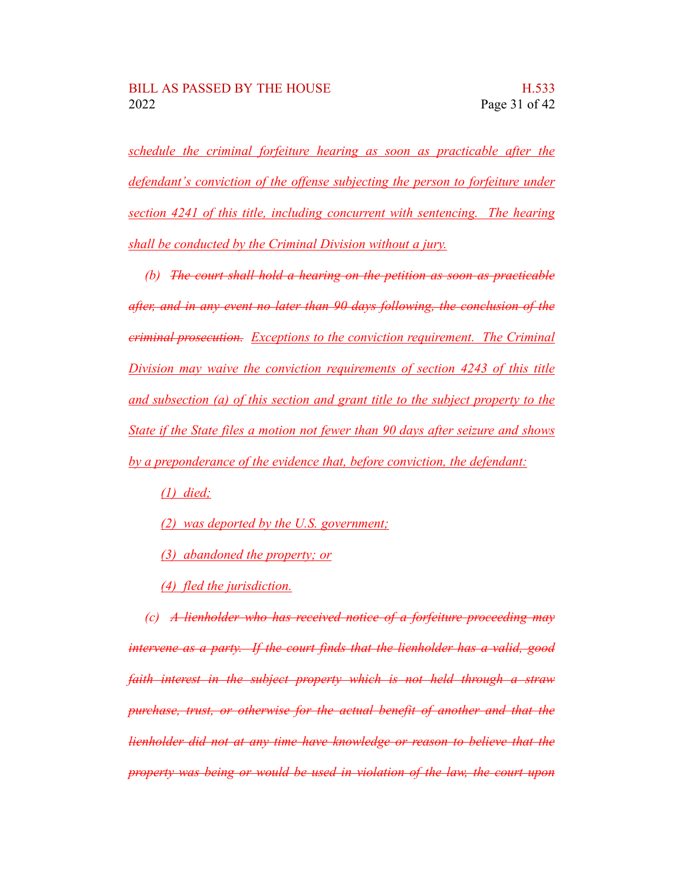*schedule the criminal forfeiture hearing as soon as practicable after the defendant's conviction of the offense subjecting the person to forfeiture under section 4241 of this title, including concurrent with sentencing. The hearing shall be conducted by the Criminal Division without a jury.*

(b) ~~*The court shall hold a hearing on the petition as soon as practicable after, and in any event no later than 90 days following, the conclusion of the criminal prosecution.*~~ *Exceptions to the conviction requirement. The Criminal Division may waive the conviction requirements of section 4243 of this title and subsection (a) of this section and grant title to the subject property to the State if the State files a motion not fewer than 90 days after seizure and shows by a preponderance of the evidence that, before conviction, the defendant:*

*(1) died;*

*(2) was deported by the U.S. government;*

*(3) abandoned the property; or*

*(4) fled the jurisdiction.*

(c) ~~*A lienholder who has received notice of a forfeiture proceeding may intervene as a party. If the court finds that the lienholder has a valid, good faith interest in the subject property which is not held through a straw purchase, trust, or otherwise for the actual benefit of another and that the lienholder did not at any time have knowledge or reason to believe that the property was being or would be used in violation of the law, the court upon*~~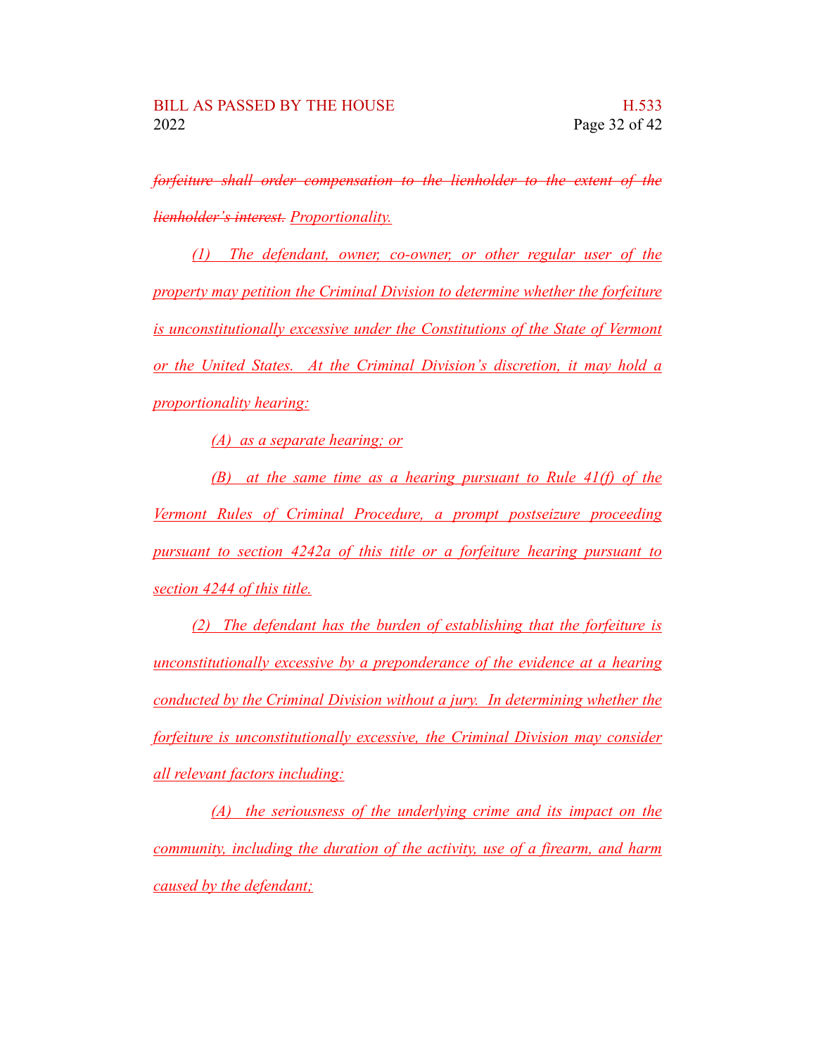~~forfeiture shall order compensation to the lienholder to the extent of the lienholder's interest.~~ *Proportionality.*

*(1) The defendant, owner, co-owner, or other regular user of the property may petition the Criminal Division to determine whether the forfeiture is unconstitutionally excessive under the Constitutions of the State of Vermont or the United States. At the Criminal Division's discretion, it may hold a proportionality hearing:*

*(A) as a separate hearing; or*

*(B) at the same time as a hearing pursuant to Rule 41(f) of the Vermont Rules of Criminal Procedure, a prompt postseizure proceeding pursuant to section 4242a of this title or a forfeiture hearing pursuant to section 4244 of this title.*

*(2) The defendant has the burden of establishing that the forfeiture is unconstitutionally excessive by a preponderance of the evidence at a hearing conducted by the Criminal Division without a jury. In determining whether the forfeiture is unconstitutionally excessive, the Criminal Division may consider all relevant factors including:*

*(A) the seriousness of the underlying crime and its impact on the community, including the duration of the activity, use of a firearm, and harm caused by the defendant;*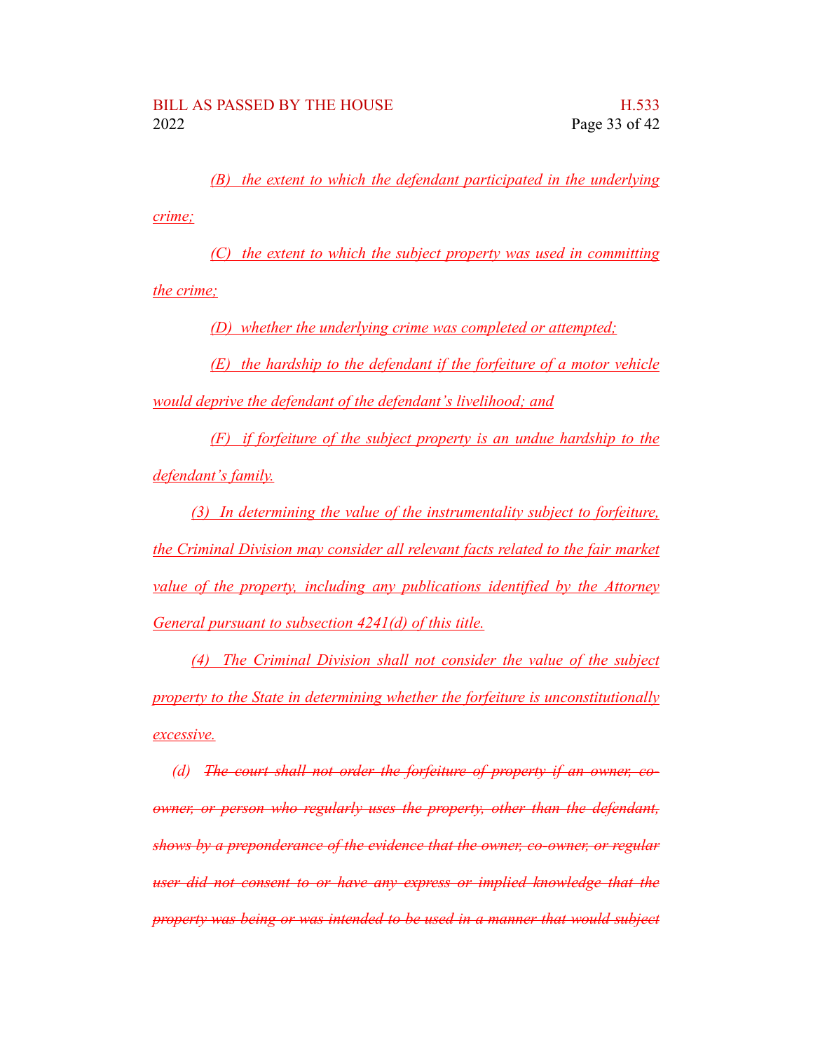(B) the extent to which the defendant participated in the underlying crime;

(C) the extent to which the subject property was used in committing the crime;

(D) whether the underlying crime was completed or attempted;

(E) the hardship to the defendant if the forfeiture of a motor vehicle would deprive the defendant of the defendant's livelihood; and

(F) if forfeiture of the subject property is an undue hardship to the defendant's family.

(3) In determining the value of the instrumentality subject to forfeiture, the Criminal Division may consider all relevant facts related to the fair market value of the property, including any publications identified by the Attorney General pursuant to subsection 4241(d) of this title.

(4) The Criminal Division shall not consider the value of the subject property to the State in determining whether the forfeiture is unconstitutionally excessive.

(d) ~~The court shall not order the forfeiture of property if an owner, co-owner, or person who regularly uses the property, other than the defendant, shows by a preponderance of the evidence that the owner, co-owner, or regular user did not consent to or have any express or implied knowledge that the property was being or was intended to be used in a manner that would subject~~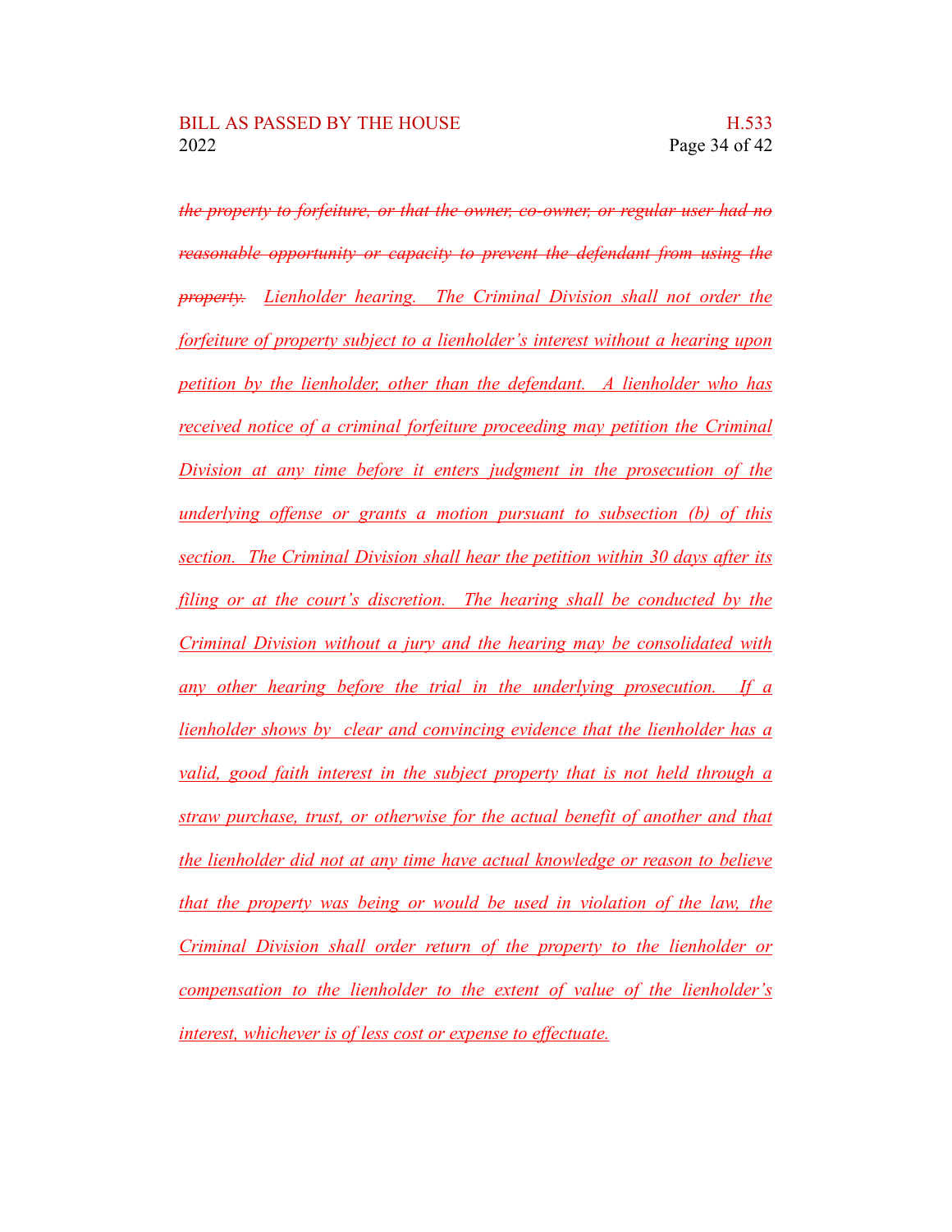~~*the property to forfeiture, or that the owner, co-owner, or regular user had no reasonable opportunity or capacity to prevent the defendant from using the property.*~~ *Lienholder hearing. The Criminal Division shall not order the forfeiture of property subject to a lienholder's interest without a hearing upon petition by the lienholder, other than the defendant. A lienholder who has received notice of a criminal forfeiture proceeding may petition the Criminal Division at any time before it enters judgment in the prosecution of the underlying offense or grants a motion pursuant to subsection (b) of this section. The Criminal Division shall hear the petition within 30 days after its filing or at the court's discretion. The hearing shall be conducted by the Criminal Division without a jury and the hearing may be consolidated with any other hearing before the trial in the underlying prosecution. If a lienholder shows by clear and convincing evidence that the lienholder has a valid, good faith interest in the subject property that is not held through a straw purchase, trust, or otherwise for the actual benefit of another and that the lienholder did not at any time have actual knowledge or reason to believe that the property was being or would be used in violation of the law, the Criminal Division shall order return of the property to the lienholder or compensation to the lienholder to the extent of value of the lienholder's interest, whichever is of less cost or expense to effectuate.*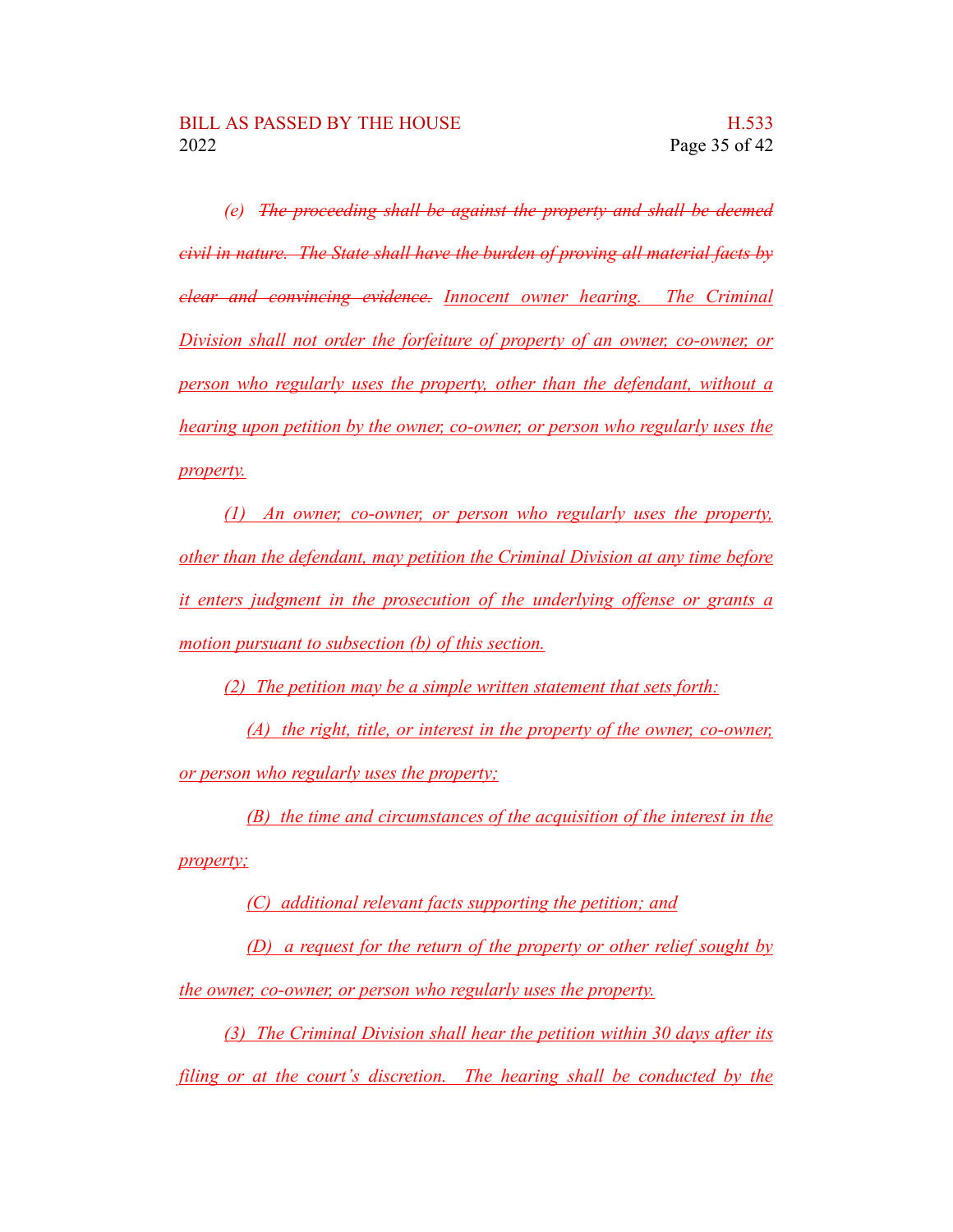*(e)* ~~*The proceeding shall be against the property and shall be deemed civil in nature. The State shall have the burden of proving all material facts by clear and convincing evidence.*~~ *Innocent owner hearing. The Criminal Division shall not order the forfeiture of property of an owner, co-owner, or person who regularly uses the property, other than the defendant, without a hearing upon petition by the owner, co-owner, or person who regularly uses the property.*

*(1) An owner, co-owner, or person who regularly uses the property, other than the defendant, may petition the Criminal Division at any time before it enters judgment in the prosecution of the underlying offense or grants a motion pursuant to subsection (b) of this section.*

*(2) The petition may be a simple written statement that sets forth:*

*(A) the right, title, or interest in the property of the owner, co-owner, or person who regularly uses the property;*

*(B) the time and circumstances of the acquisition of the interest in the property;*

*(C) additional relevant facts supporting the petition; and*

*(D) a request for the return of the property or other relief sought by the owner, co-owner, or person who regularly uses the property.*

*(3) The Criminal Division shall hear the petition within 30 days after its filing or at the court's discretion. The hearing shall be conducted by the*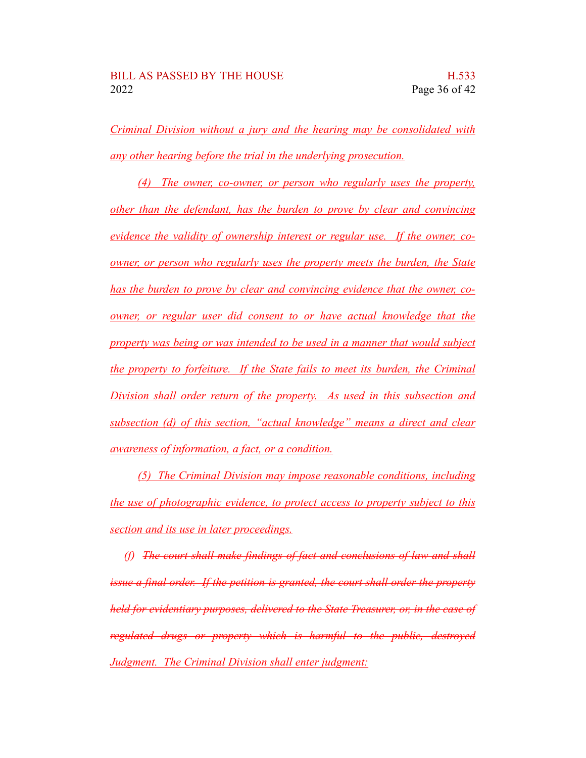Criminal Division without a jury and the hearing may be consolidated with any other hearing before the trial in the underlying prosecution.

(4) The owner, co-owner, or person who regularly uses the property, other than the defendant, has the burden to prove by clear and convincing evidence the validity of ownership interest or regular use. If the owner, co-owner, or person who regularly uses the property meets the burden, the State has the burden to prove by clear and convincing evidence that the owner, co-owner, or regular user did consent to or have actual knowledge that the property was being or was intended to be used in a manner that would subject the property to forfeiture. If the State fails to meet its burden, the Criminal Division shall order return of the property. As used in this subsection and subsection (d) of this section, "actual knowledge" means a direct and clear awareness of information, a fact, or a condition.

(5) The Criminal Division may impose reasonable conditions, including the use of photographic evidence, to protect access to property subject to this section and its use in later proceedings.

(f) ~~The court shall make findings of fact and conclusions of law and shall issue a final order. If the petition is granted, the court shall order the property held for evidentiary purposes, delivered to the State Treasurer, or, in the case of regulated drugs or property which is harmful to the public, destroyed~~ Judgment. The Criminal Division shall enter judgment: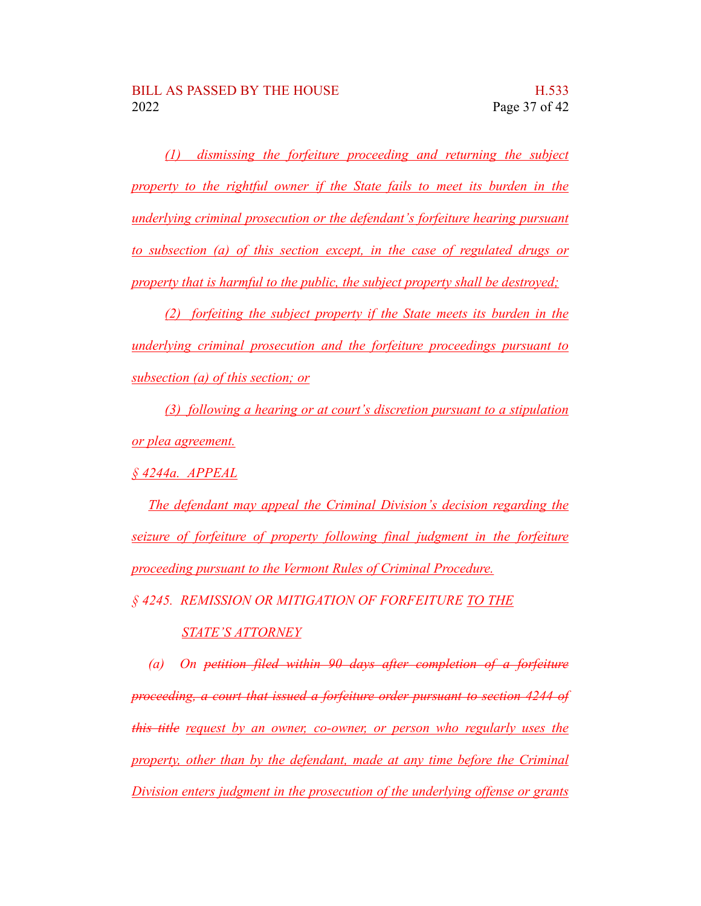(1) dismissing the forfeiture proceeding and returning the subject property to the rightful owner if the State fails to meet its burden in the underlying criminal prosecution or the defendant's forfeiture hearing pursuant to subsection (a) of this section except, in the case of regulated drugs or property that is harmful to the public, the subject property shall be destroyed;

(2) forfeiting the subject property if the State meets its burden in the underlying criminal prosecution and the forfeiture proceedings pursuant to subsection (a) of this section; or

(3) following a hearing or at court's discretion pursuant to a stipulation or plea agreement.

§ 4244a. APPEAL

The defendant may appeal the Criminal Division's decision regarding the seizure of forfeiture of property following final judgment in the forfeiture proceeding pursuant to the Vermont Rules of Criminal Procedure.

§ 4245. REMISSION OR MITIGATION OF FORFEITURE TO THE STATE'S ATTORNEY

(a) On ~~petition filed within 90 days after completion of a forfeiture proceeding, a court that issued a forfeiture order pursuant to section 4244 of this title~~ request by an owner, co-owner, or person who regularly uses the property, other than by the defendant, made at any time before the Criminal Division enters judgment in the prosecution of the underlying offense or grants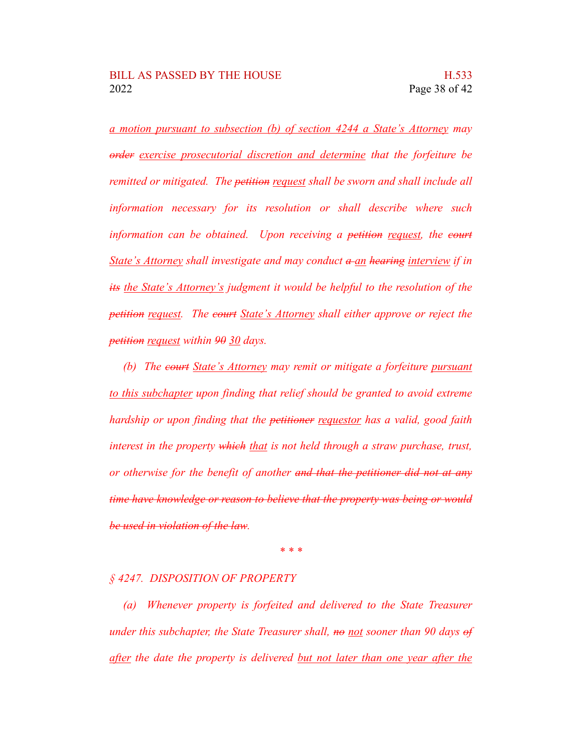*a motion pursuant to subsection (b) of section 4244 a State's Attorney may ~~order~~ exercise prosecutorial discretion and determine that the forfeiture be remitted or mitigated. The ~~petition~~ request shall be sworn and shall include all information necessary for its resolution or shall describe where such information can be obtained. Upon receiving a ~~petition~~ request, the ~~court~~ State's Attorney shall investigate and may conduct ~~a~~ an ~~hearing~~ interview if in ~~its~~ the State's Attorney's judgment it would be helpful to the resolution of the ~~petition~~ request. The ~~court~~ State's Attorney shall either approve or reject the ~~petition~~ request within ~~90~~ 30 days.*

*(b) The ~~court~~ State's Attorney may remit or mitigate a forfeiture pursuant to this subchapter upon finding that relief should be granted to avoid extreme hardship or upon finding that the ~~petitioner~~ requestor has a valid, good faith interest in the property ~~which~~ that is not held through a straw purchase, trust, or otherwise for the benefit of another ~~and that the petitioner did not at any time have knowledge or reason to believe that the property was being or would be used in violation of the law~~.*

\* \* \*

*§ 4247. DISPOSITION OF PROPERTY*

*(a) Whenever property is forfeited and delivered to the State Treasurer under this subchapter, the State Treasurer shall, ~~no~~ not sooner than 90 days ~~of~~ after the date the property is delivered but not later than one year after the*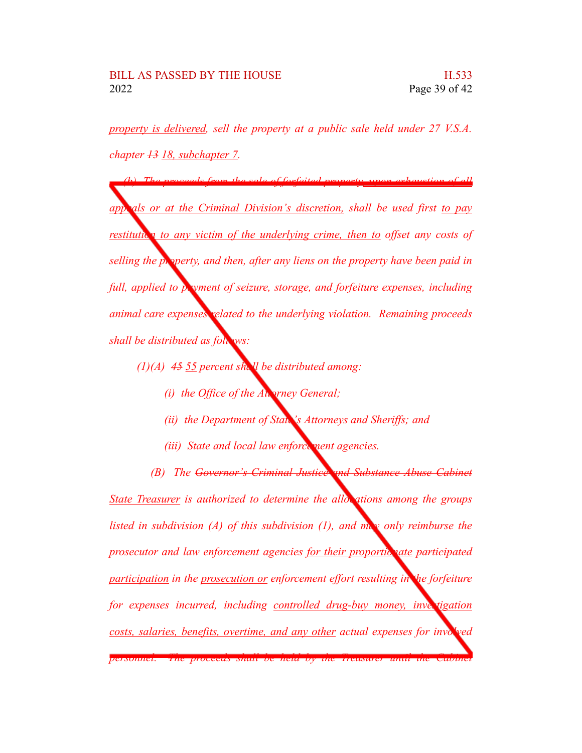*property is delivered, sell the property at a public sale held under 27 V.S.A. chapter ~~13~~ 18, subchapter 7.*

*(b) The proceeds from the sale of forfeited property, upon exhaustion of all appeals or at the Criminal Division's discretion, shall be used first to pay restitution to any victim of the underlying crime, then to offset any costs of selling the property, and then, after any liens on the property have been paid in full, applied to payment of seizure, storage, and forfeiture expenses, including animal care expenses related to the underlying violation. Remaining proceeds shall be distributed as follows:*

*(1)(A) ~~45~~ 55 percent shall be distributed among:*

*(i) the Office of the Attorney General;*

*(ii) the Department of State's Attorneys and Sheriffs; and*

*(iii) State and local law enforcement agencies.*

*(B) The ~~Governor's Criminal Justice and Substance Abuse Cabinet~~ State Treasurer is authorized to determine the allocations among the groups listed in subdivision (A) of this subdivision (1), and may only reimburse the prosecutor and law enforcement agencies for their proportionate ~~participated~~ participation in the prosecution or enforcement effort resulting in the forfeiture for expenses incurred, including controlled drug-buy money, investigation costs, salaries, benefits, overtime, and any other actual expenses for involved personnel. ~~The proceeds shall be held by the Treasurer until the Cabinet~~*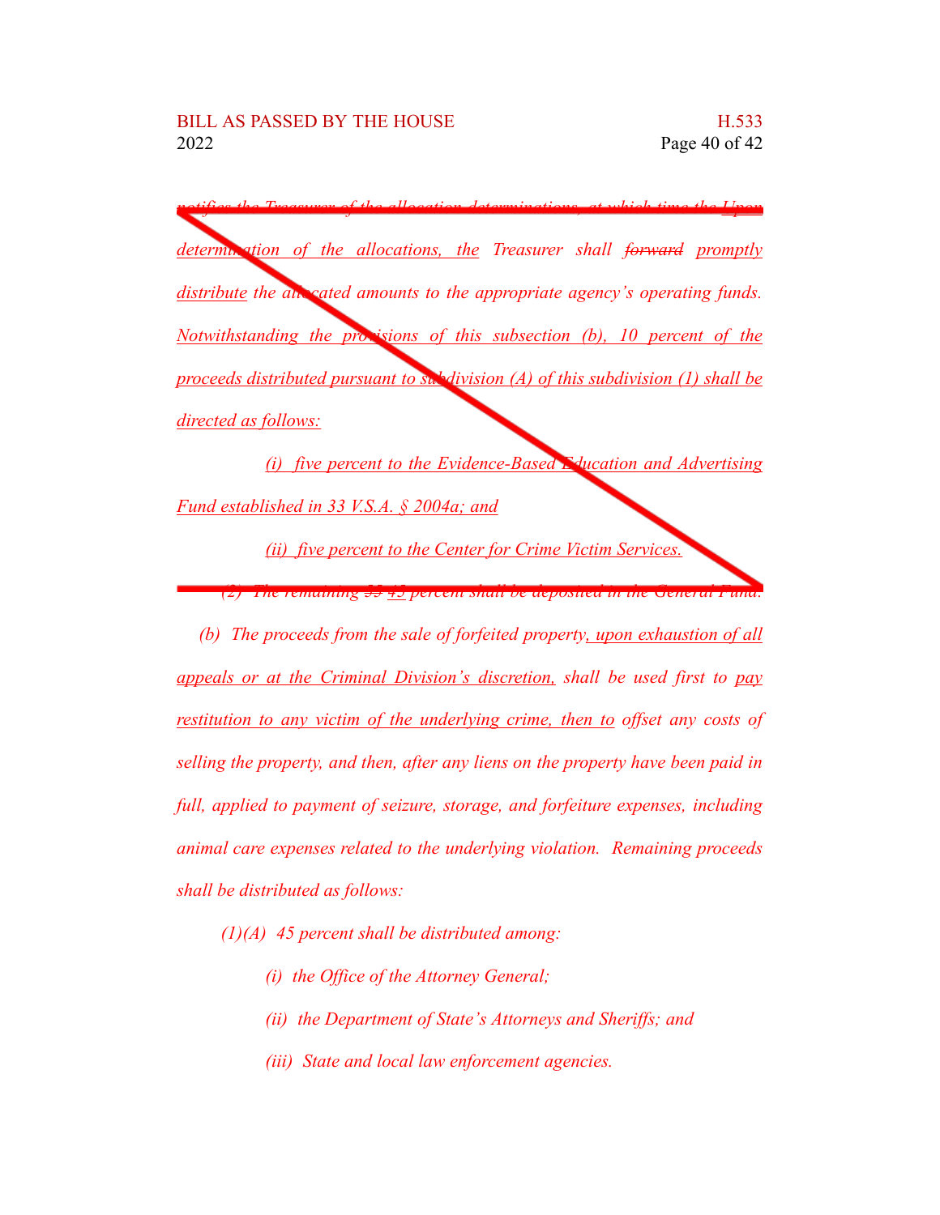notifies the Treasurer of the allocation determinations, at which time the Upon determination of the allocations, the Treasurer shall ~~forward~~ promptly distribute the allocated amounts to the appropriate agency's operating funds. Notwithstanding the provisions of this subsection (b), 10 percent of the proceeds distributed pursuant to subdivision (A) of this subdivision (1) shall be directed as follows:

(i) five percent to the Evidence-Based Education and Advertising Fund established in 33 V.S.A. § 2004a; and

(ii) five percent to the Center for Crime Victim Services.

(2) The remaining ~~55~~ 45 percent shall be deposited in the General Fund.

*(b) The proceeds from the sale of forfeited property, upon exhaustion of all appeals or at the Criminal Division's discretion, shall be used first to pay restitution to any victim of the underlying crime, then to offset any costs of selling the property, and then, after any liens on the property have been paid in full, applied to payment of seizure, storage, and forfeiture expenses, including animal care expenses related to the underlying violation. Remaining proceeds shall be distributed as follows:*

*(1)(A) 45 percent shall be distributed among:*

*(i) the Office of the Attorney General;*

*(ii) the Department of State's Attorneys and Sheriffs; and*

*(iii) State and local law enforcement agencies.*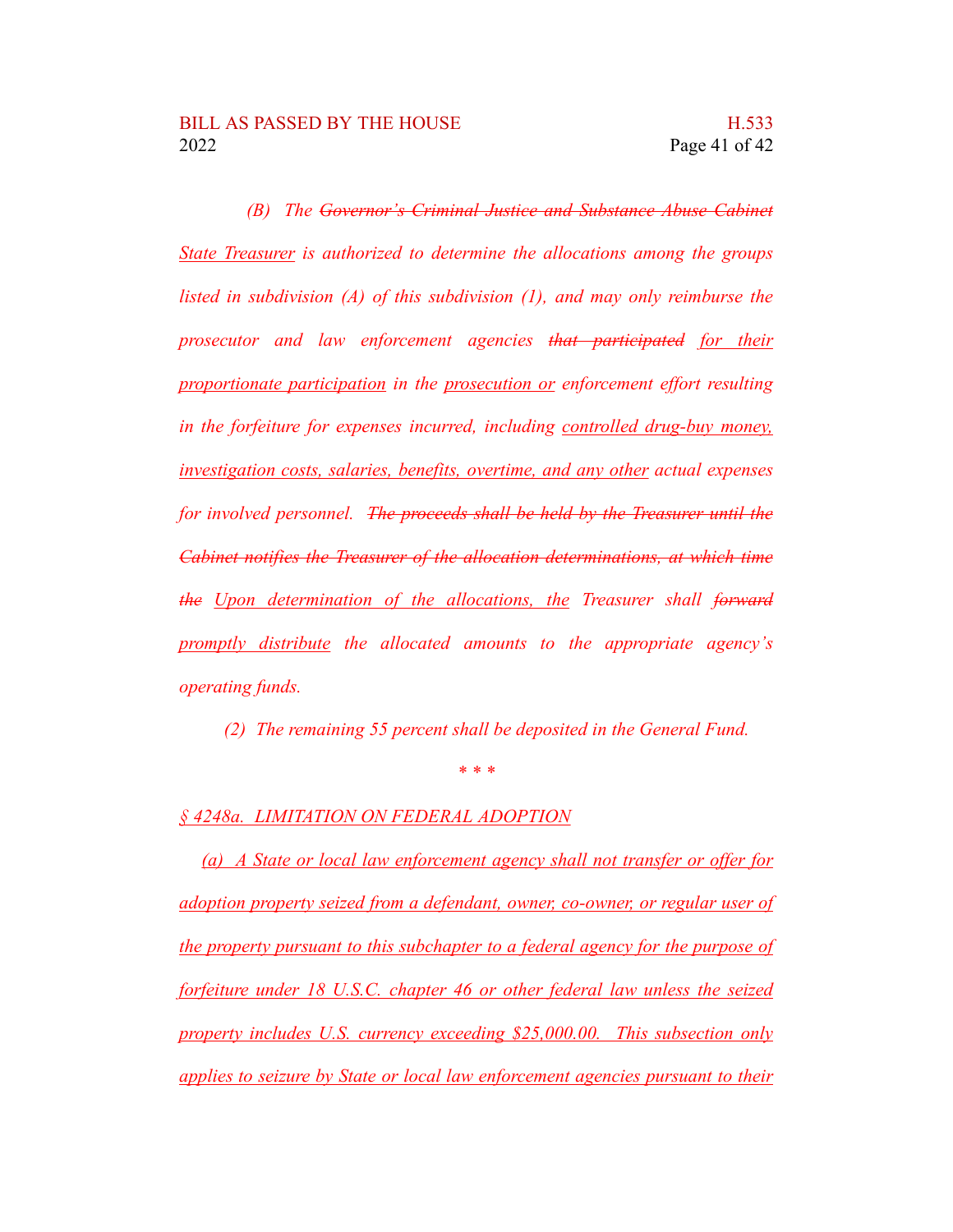*(B) The ~~Governor's Criminal Justice and Substance Abuse Cabinet~~ State Treasurer is authorized to determine the allocations among the groups listed in subdivision (A) of this subdivision (1), and may only reimburse the prosecutor and law enforcement agencies ~~that participated~~ for their proportionate participation in the prosecution or enforcement effort resulting in the forfeiture for expenses incurred, including controlled drug-buy money, investigation costs, salaries, benefits, overtime, and any other actual expenses for involved personnel. ~~The proceeds shall be held by the Treasurer until the Cabinet notifies the Treasurer of the allocation determinations, at which time the~~ Upon determination of the allocations, the Treasurer shall ~~forward~~ promptly distribute the allocated amounts to the appropriate agency's operating funds.*

*(2) The remaining 55 percent shall be deposited in the General Fund.*

\* \* \*

*§ 4248a. LIMITATION ON FEDERAL ADOPTION*

*(a) A State or local law enforcement agency shall not transfer or offer for adoption property seized from a defendant, owner, co-owner, or regular user of the property pursuant to this subchapter to a federal agency for the purpose of forfeiture under 18 U.S.C. chapter 46 or other federal law unless the seized property includes U.S. currency exceeding $25,000.00. This subsection only applies to seizure by State or local law enforcement agencies pursuant to their*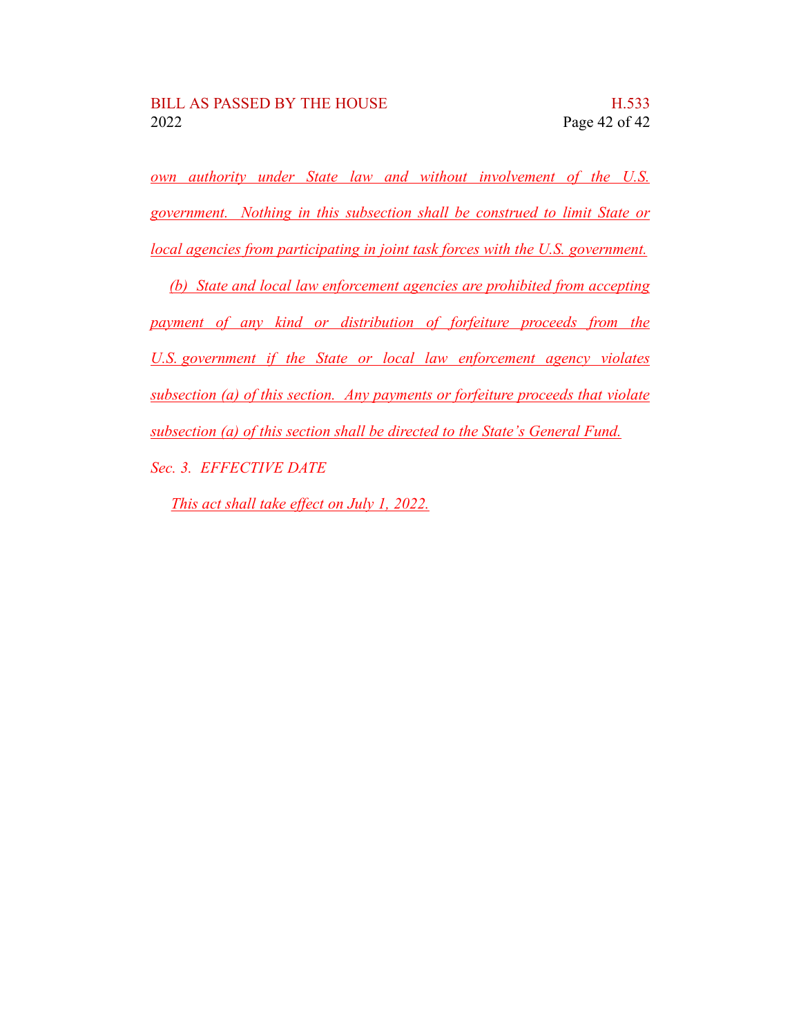*own authority under State law and without involvement of the U.S. government. Nothing in this subsection shall be construed to limit State or local agencies from participating in joint task forces with the U.S. government.*

*(b) State and local law enforcement agencies are prohibited from accepting payment of any kind or distribution of forfeiture proceeds from the U.S. government if the State or local law enforcement agency violates subsection (a) of this section. Any payments or forfeiture proceeds that violate subsection (a) of this section shall be directed to the State's General Fund.*

*Sec. 3. EFFECTIVE DATE*

*This act shall take effect on July 1, 2022.*